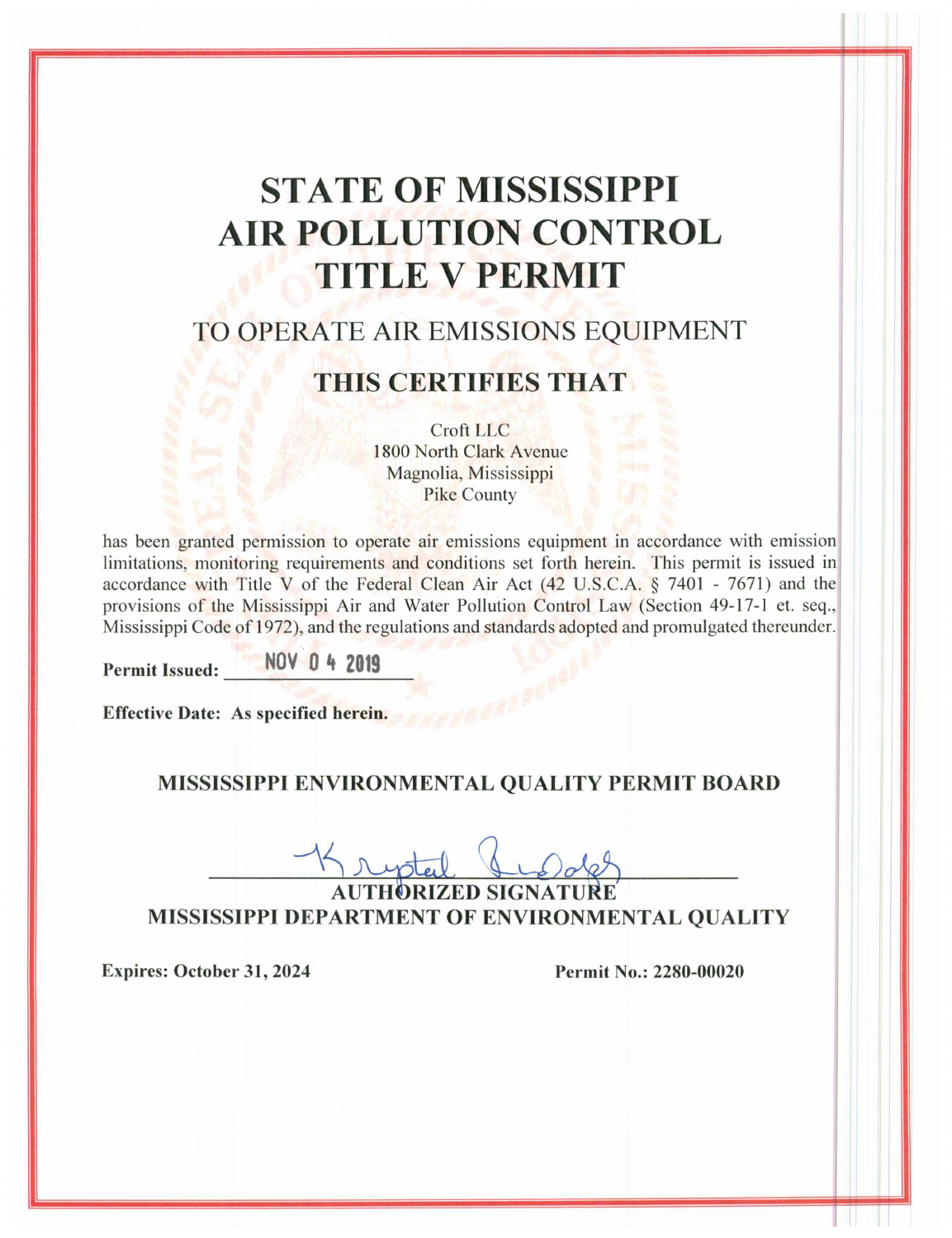# STATE OF MISSISSIPPI
# AIR POLLUTION CONTROL
# TITLE V PERMIT

## TO OPERATE AIR EMISSIONS EQUIPMENT

## THIS CERTIFIES THAT

Croft LLC
1800 North Clark Avenue
Magnolia, Mississippi
Pike County

has been granted permission to operate air emissions equipment in accordance with emission limitations, monitoring requirements and conditions set forth herein. This permit is issued in accordance with Title V of the Federal Clean Air Act (42 U.S.C.A. § 7401 - 7671) and the provisions of the Mississippi Air and Water Pollution Control Law (Section 49-17-1 et. seq., Mississippi Code of 1972), and the regulations and standards adopted and promulgated thereunder.

**Permit Issued:** NOV 04 2019

**Effective Date: As specified herein.**

**MISSISSIPPI ENVIRONMENTAL QUALITY PERMIT BOARD**

**AUTHORIZED SIGNATURE**
**MISSISSIPPI DEPARTMENT OF ENVIRONMENTAL QUALITY**

**Expires: October 31, 2024** **Permit No.: 2280-00020**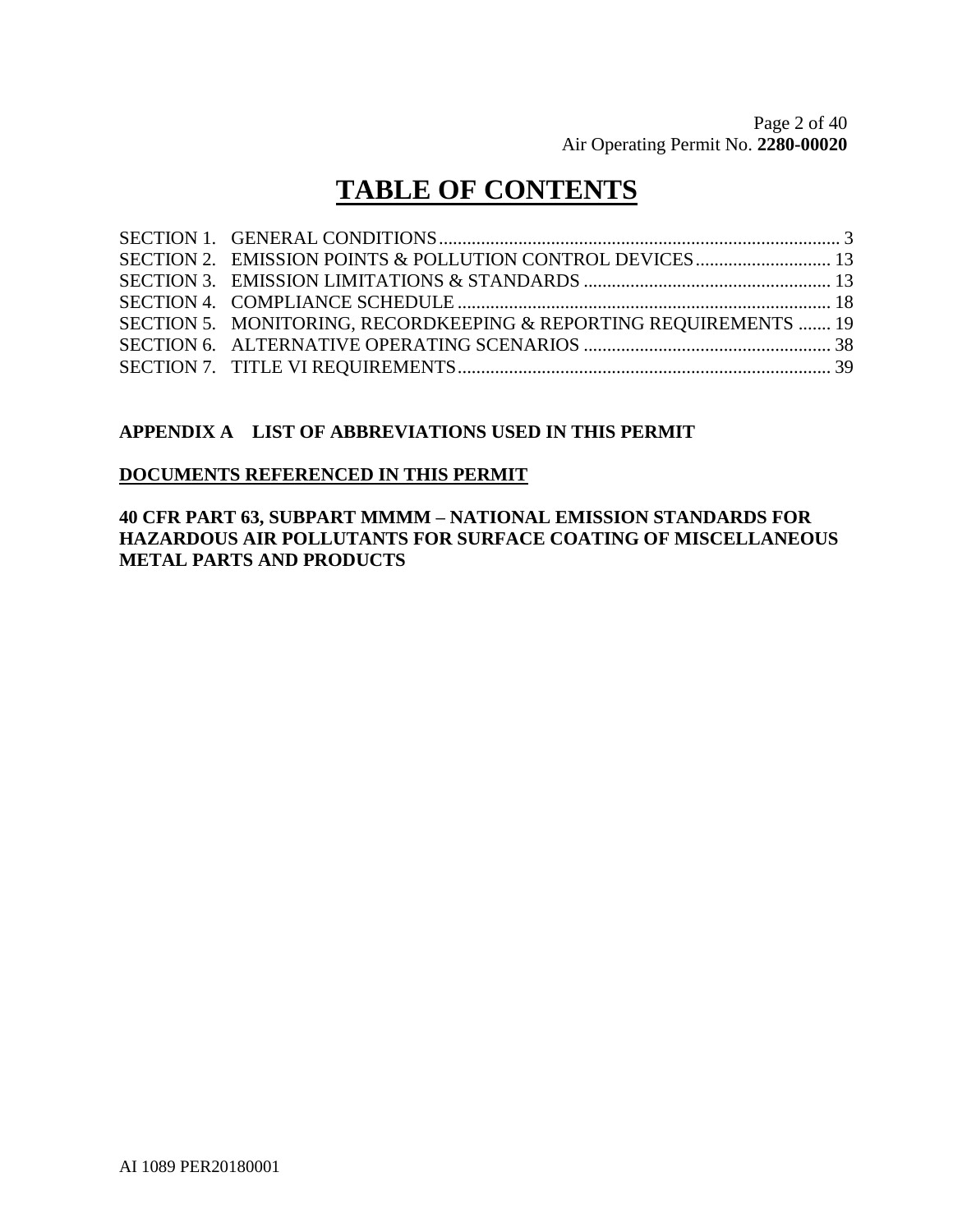# TABLE OF CONTENTS

| | | |
|---|---|---|
| SECTION 1. | GENERAL CONDITIONS | 3 |
| SECTION 2. | EMISSION POINTS & POLLUTION CONTROL DEVICES | 13 |
| SECTION 3. | EMISSION LIMITATIONS & STANDARDS | 13 |
| SECTION 4. | COMPLIANCE SCHEDULE | 18 |
| SECTION 5. | MONITORING, RECORDKEEPING & REPORTING REQUIREMENTS | 19 |
| SECTION 6. | ALTERNATIVE OPERATING SCENARIOS | 38 |
| SECTION 7. | TITLE VI REQUIREMENTS | 39 |

**APPENDIX A LIST OF ABBREVIATIONS USED IN THIS PERMIT**

**DOCUMENTS REFERENCED IN THIS PERMIT**

**40 CFR PART 63, SUBPART MMMM – NATIONAL EMISSION STANDARDS FOR HAZARDOUS AIR POLLUTANTS FOR SURFACE COATING OF MISCELLANEOUS METAL PARTS AND PRODUCTS**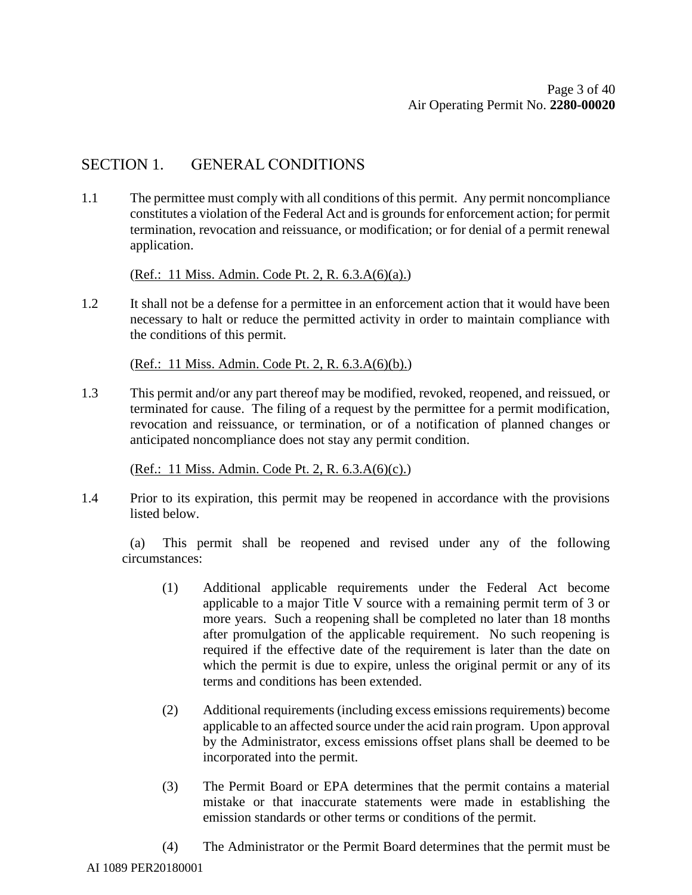## SECTION 1. GENERAL CONDITIONS

1.1 The permittee must comply with all conditions of this permit. Any permit noncompliance constitutes a violation of the Federal Act and is grounds for enforcement action; for permit termination, revocation and reissuance, or modification; or for denial of a permit renewal application.

(Ref.: 11 Miss. Admin. Code Pt. 2, R. 6.3.A(6)(a).)

1.2 It shall not be a defense for a permittee in an enforcement action that it would have been necessary to halt or reduce the permitted activity in order to maintain compliance with the conditions of this permit.

(Ref.: 11 Miss. Admin. Code Pt. 2, R. 6.3.A(6)(b).)

1.3 This permit and/or any part thereof may be modified, revoked, reopened, and reissued, or terminated for cause. The filing of a request by the permittee for a permit modification, revocation and reissuance, or termination, or of a notification of planned changes or anticipated noncompliance does not stay any permit condition.

(Ref.: 11 Miss. Admin. Code Pt. 2, R. 6.3.A(6)(c).)

1.4 Prior to its expiration, this permit may be reopened in accordance with the provisions listed below.

(a) This permit shall be reopened and revised under any of the following circumstances:

(1) Additional applicable requirements under the Federal Act become applicable to a major Title V source with a remaining permit term of 3 or more years. Such a reopening shall be completed no later than 18 months after promulgation of the applicable requirement. No such reopening is required if the effective date of the requirement is later than the date on which the permit is due to expire, unless the original permit or any of its terms and conditions has been extended.

(2) Additional requirements (including excess emissions requirements) become applicable to an affected source under the acid rain program. Upon approval by the Administrator, excess emissions offset plans shall be deemed to be incorporated into the permit.

(3) The Permit Board or EPA determines that the permit contains a material mistake or that inaccurate statements were made in establishing the emission standards or other terms or conditions of the permit.

(4) The Administrator or the Permit Board determines that the permit must be

AI 1089 PER20180001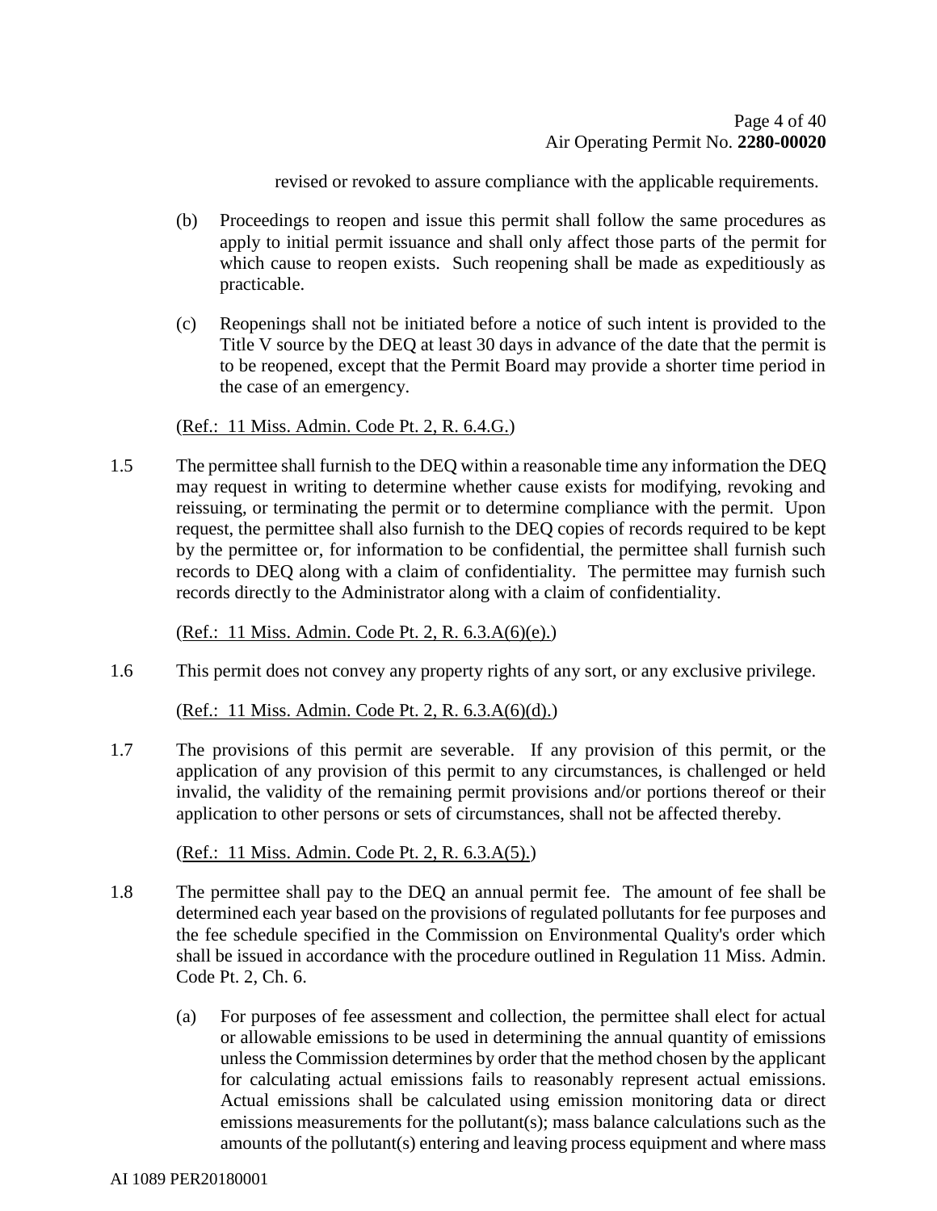revised or revoked to assure compliance with the applicable requirements.

(b) Proceedings to reopen and issue this permit shall follow the same procedures as apply to initial permit issuance and shall only affect those parts of the permit for which cause to reopen exists. Such reopening shall be made as expeditiously as practicable.

(c) Reopenings shall not be initiated before a notice of such intent is provided to the Title V source by the DEQ at least 30 days in advance of the date that the permit is to be reopened, except that the Permit Board may provide a shorter time period in the case of an emergency.

(Ref.: 11 Miss. Admin. Code Pt. 2, R. 6.4.G.)

1.5 The permittee shall furnish to the DEQ within a reasonable time any information the DEQ may request in writing to determine whether cause exists for modifying, revoking and reissuing, or terminating the permit or to determine compliance with the permit. Upon request, the permittee shall also furnish to the DEQ copies of records required to be kept by the permittee or, for information to be confidential, the permittee shall furnish such records to DEQ along with a claim of confidentiality. The permittee may furnish such records directly to the Administrator along with a claim of confidentiality.

(Ref.: 11 Miss. Admin. Code Pt. 2, R. 6.3.A(6)(e).)

1.6 This permit does not convey any property rights of any sort, or any exclusive privilege.

(Ref.: 11 Miss. Admin. Code Pt. 2, R. 6.3.A(6)(d).)

1.7 The provisions of this permit are severable. If any provision of this permit, or the application of any provision of this permit to any circumstances, is challenged or held invalid, the validity of the remaining permit provisions and/or portions thereof or their application to other persons or sets of circumstances, shall not be affected thereby.

(Ref.: 11 Miss. Admin. Code Pt. 2, R. 6.3.A(5).)

1.8 The permittee shall pay to the DEQ an annual permit fee. The amount of fee shall be determined each year based on the provisions of regulated pollutants for fee purposes and the fee schedule specified in the Commission on Environmental Quality's order which shall be issued in accordance with the procedure outlined in Regulation 11 Miss. Admin. Code Pt. 2, Ch. 6.

(a) For purposes of fee assessment and collection, the permittee shall elect for actual or allowable emissions to be used in determining the annual quantity of emissions unless the Commission determines by order that the method chosen by the applicant for calculating actual emissions fails to reasonably represent actual emissions. Actual emissions shall be calculated using emission monitoring data or direct emissions measurements for the pollutant(s); mass balance calculations such as the amounts of the pollutant(s) entering and leaving process equipment and where mass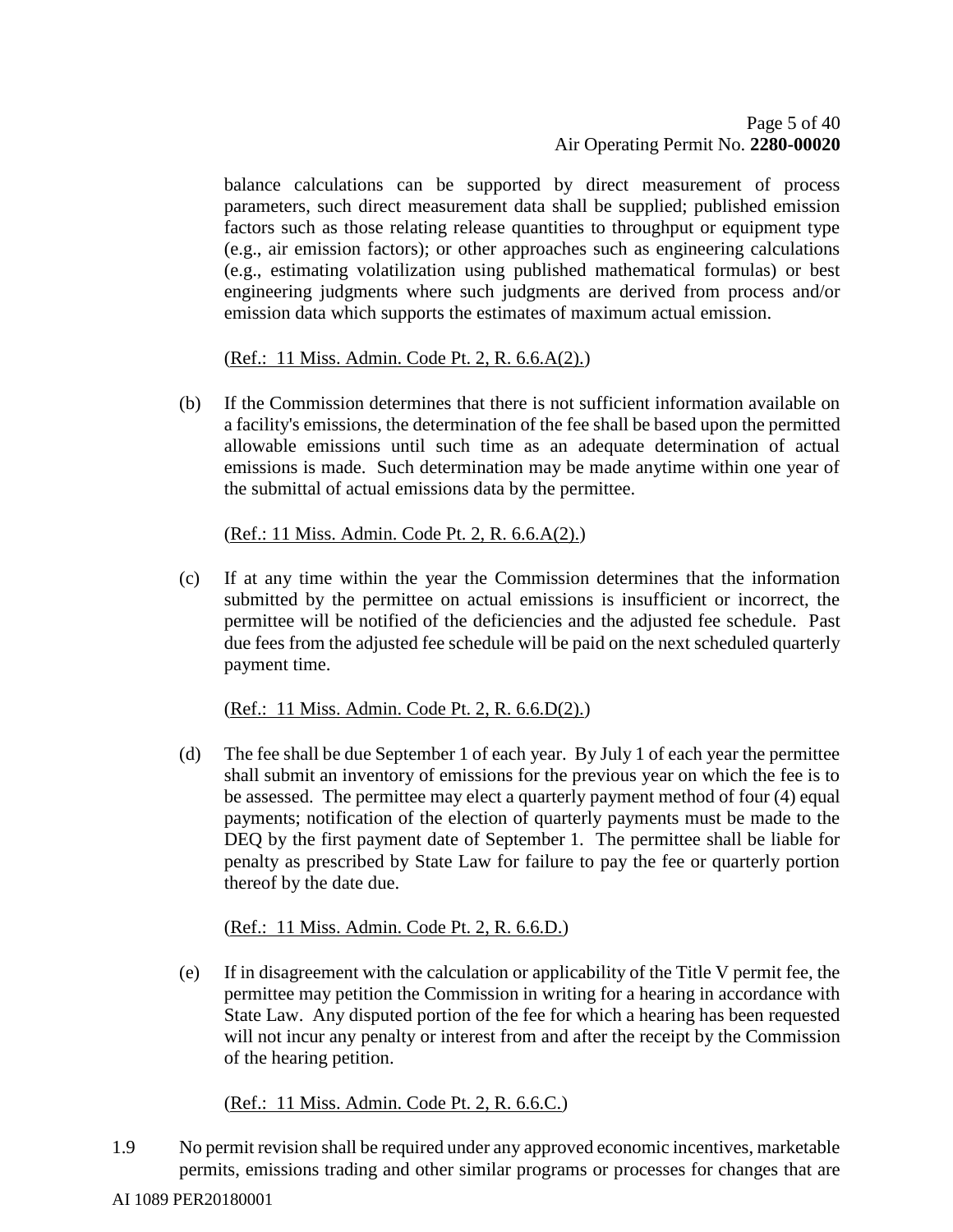balance calculations can be supported by direct measurement of process parameters, such direct measurement data shall be supplied; published emission factors such as those relating release quantities to throughput or equipment type (e.g., air emission factors); or other approaches such as engineering calculations (e.g., estimating volatilization using published mathematical formulas) or best engineering judgments where such judgments are derived from process and/or emission data which supports the estimates of maximum actual emission.

(Ref.: 11 Miss. Admin. Code Pt. 2, R. 6.6.A(2).)

(b) If the Commission determines that there is not sufficient information available on a facility's emissions, the determination of the fee shall be based upon the permitted allowable emissions until such time as an adequate determination of actual emissions is made. Such determination may be made anytime within one year of the submittal of actual emissions data by the permittee.

(Ref.: 11 Miss. Admin. Code Pt. 2, R. 6.6.A(2).)

(c) If at any time within the year the Commission determines that the information submitted by the permittee on actual emissions is insufficient or incorrect, the permittee will be notified of the deficiencies and the adjusted fee schedule. Past due fees from the adjusted fee schedule will be paid on the next scheduled quarterly payment time.

(Ref.: 11 Miss. Admin. Code Pt. 2, R. 6.6.D(2).)

(d) The fee shall be due September 1 of each year. By July 1 of each year the permittee shall submit an inventory of emissions for the previous year on which the fee is to be assessed. The permittee may elect a quarterly payment method of four (4) equal payments; notification of the election of quarterly payments must be made to the DEQ by the first payment date of September 1. The permittee shall be liable for penalty as prescribed by State Law for failure to pay the fee or quarterly portion thereof by the date due.

(Ref.: 11 Miss. Admin. Code Pt. 2, R. 6.6.D.)

(e) If in disagreement with the calculation or applicability of the Title V permit fee, the permittee may petition the Commission in writing for a hearing in accordance with State Law. Any disputed portion of the fee for which a hearing has been requested will not incur any penalty or interest from and after the receipt by the Commission of the hearing petition.

(Ref.: 11 Miss. Admin. Code Pt. 2, R. 6.6.C.)

1.9 No permit revision shall be required under any approved economic incentives, marketable permits, emissions trading and other similar programs or processes for changes that are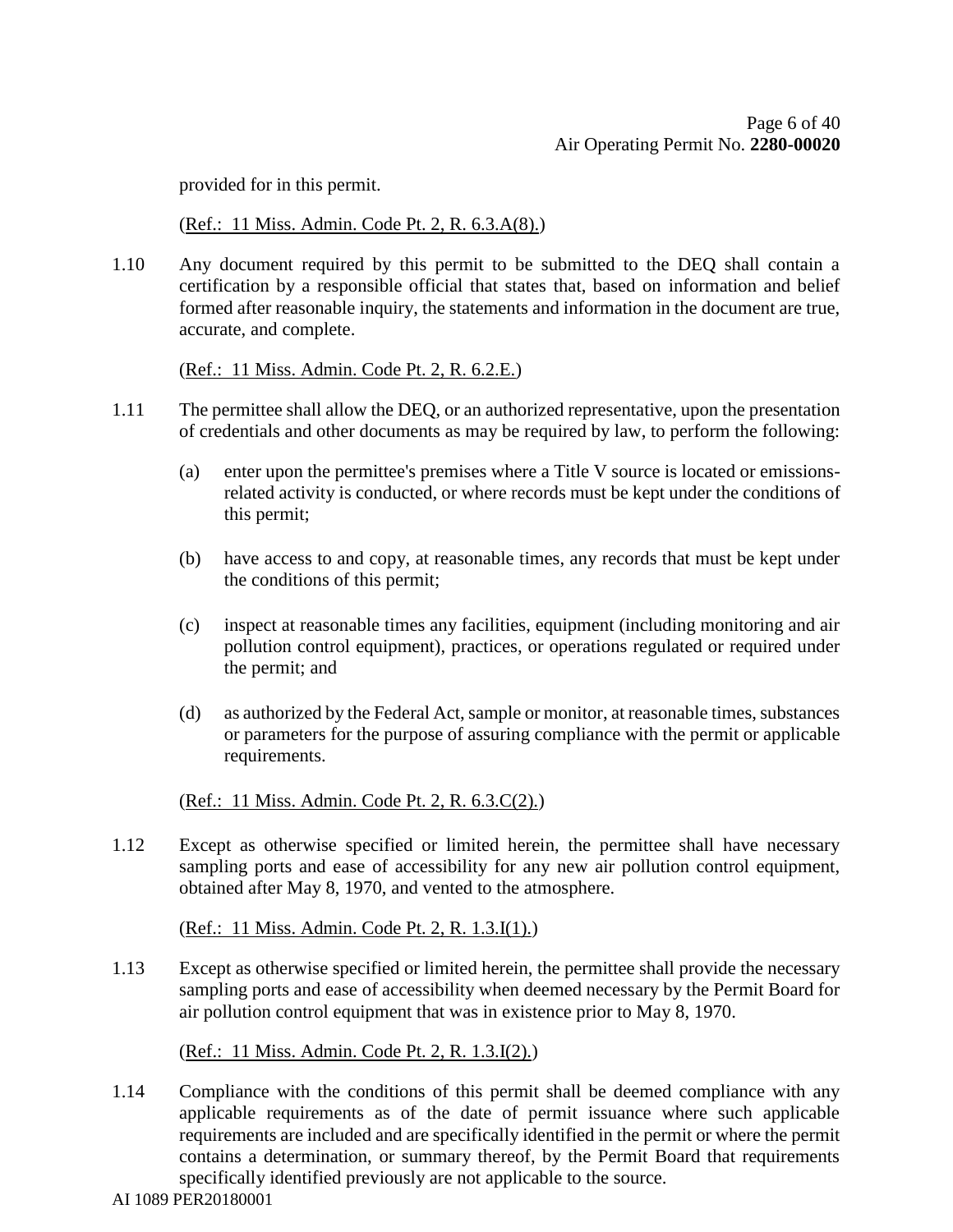provided for in this permit.

(Ref.: 11 Miss. Admin. Code Pt. 2, R. 6.3.A(8).)

1.10 Any document required by this permit to be submitted to the DEQ shall contain a certification by a responsible official that states that, based on information and belief formed after reasonable inquiry, the statements and information in the document are true, accurate, and complete.

(Ref.: 11 Miss. Admin. Code Pt. 2, R. 6.2.E.)

1.11 The permittee shall allow the DEQ, or an authorized representative, upon the presentation of credentials and other documents as may be required by law, to perform the following:

(a) enter upon the permittee's premises where a Title V source is located or emissions-related activity is conducted, or where records must be kept under the conditions of this permit;

(b) have access to and copy, at reasonable times, any records that must be kept under the conditions of this permit;

(c) inspect at reasonable times any facilities, equipment (including monitoring and air pollution control equipment), practices, or operations regulated or required under the permit; and

(d) as authorized by the Federal Act, sample or monitor, at reasonable times, substances or parameters for the purpose of assuring compliance with the permit or applicable requirements.

(Ref.: 11 Miss. Admin. Code Pt. 2, R. 6.3.C(2).)

1.12 Except as otherwise specified or limited herein, the permittee shall have necessary sampling ports and ease of accessibility for any new air pollution control equipment, obtained after May 8, 1970, and vented to the atmosphere.

(Ref.: 11 Miss. Admin. Code Pt. 2, R. 1.3.I(1).)

1.13 Except as otherwise specified or limited herein, the permittee shall provide the necessary sampling ports and ease of accessibility when deemed necessary by the Permit Board for air pollution control equipment that was in existence prior to May 8, 1970.

(Ref.: 11 Miss. Admin. Code Pt. 2, R. 1.3.I(2).)

1.14 Compliance with the conditions of this permit shall be deemed compliance with any applicable requirements as of the date of permit issuance where such applicable requirements are included and are specifically identified in the permit or where the permit contains a determination, or summary thereof, by the Permit Board that requirements specifically identified previously are not applicable to the source.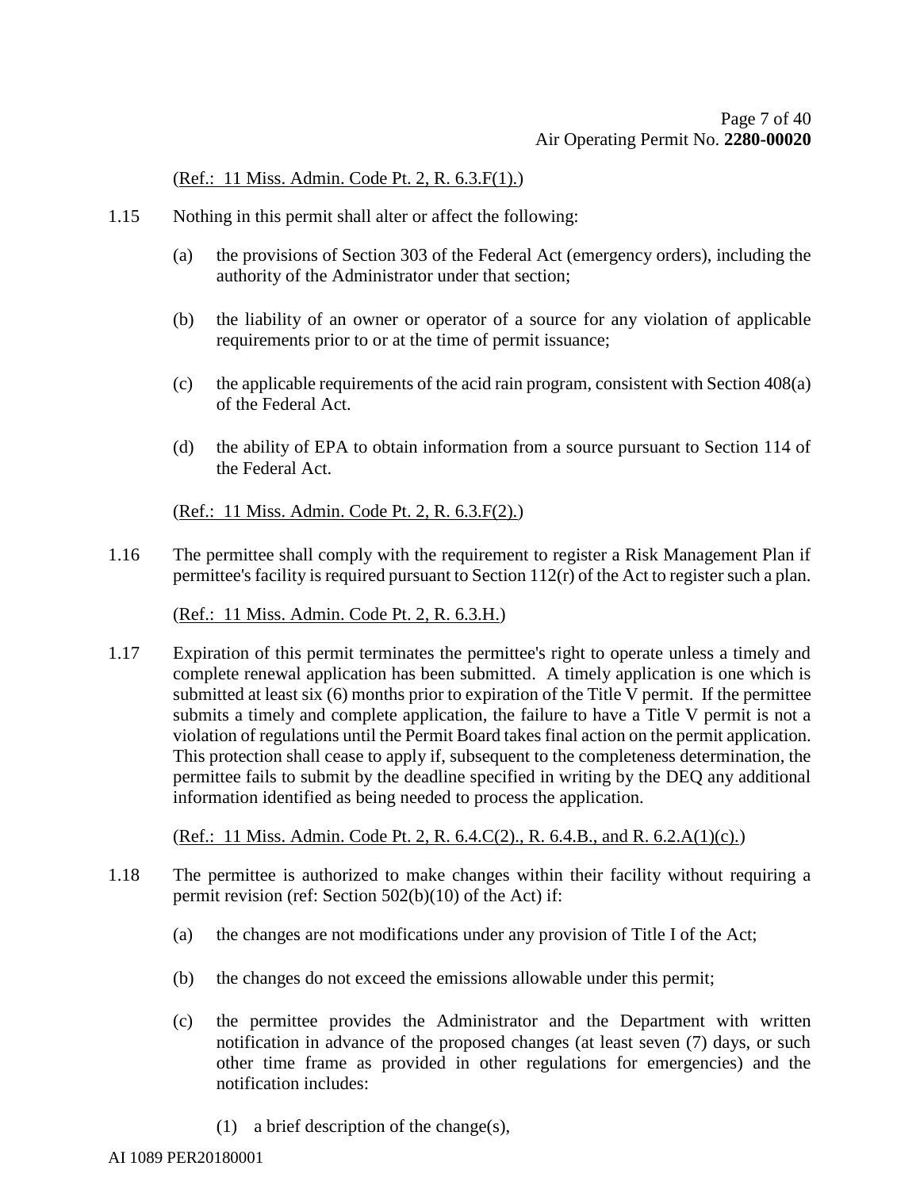(Ref.: 11 Miss. Admin. Code Pt. 2, R. 6.3.F(1).)

1.15 Nothing in this permit shall alter or affect the following:

(a) the provisions of Section 303 of the Federal Act (emergency orders), including the authority of the Administrator under that section;

(b) the liability of an owner or operator of a source for any violation of applicable requirements prior to or at the time of permit issuance;

(c) the applicable requirements of the acid rain program, consistent with Section 408(a) of the Federal Act.

(d) the ability of EPA to obtain information from a source pursuant to Section 114 of the Federal Act.

(Ref.: 11 Miss. Admin. Code Pt. 2, R. 6.3.F(2).)

1.16 The permittee shall comply with the requirement to register a Risk Management Plan if permittee's facility is required pursuant to Section 112(r) of the Act to register such a plan.

(Ref.: 11 Miss. Admin. Code Pt. 2, R. 6.3.H.)

1.17 Expiration of this permit terminates the permittee's right to operate unless a timely and complete renewal application has been submitted. A timely application is one which is submitted at least six (6) months prior to expiration of the Title V permit. If the permittee submits a timely and complete application, the failure to have a Title V permit is not a violation of regulations until the Permit Board takes final action on the permit application. This protection shall cease to apply if, subsequent to the completeness determination, the permittee fails to submit by the deadline specified in writing by the DEQ any additional information identified as being needed to process the application.

(Ref.: 11 Miss. Admin. Code Pt. 2, R. 6.4.C(2)., R. 6.4.B., and R. 6.2.A(1)(c).)

1.18 The permittee is authorized to make changes within their facility without requiring a permit revision (ref: Section 502(b)(10) of the Act) if:

(a) the changes are not modifications under any provision of Title I of the Act;

(b) the changes do not exceed the emissions allowable under this permit;

(c) the permittee provides the Administrator and the Department with written notification in advance of the proposed changes (at least seven (7) days, or such other time frame as provided in other regulations for emergencies) and the notification includes:

(1) a brief description of the change(s),

AI 1089 PER20180001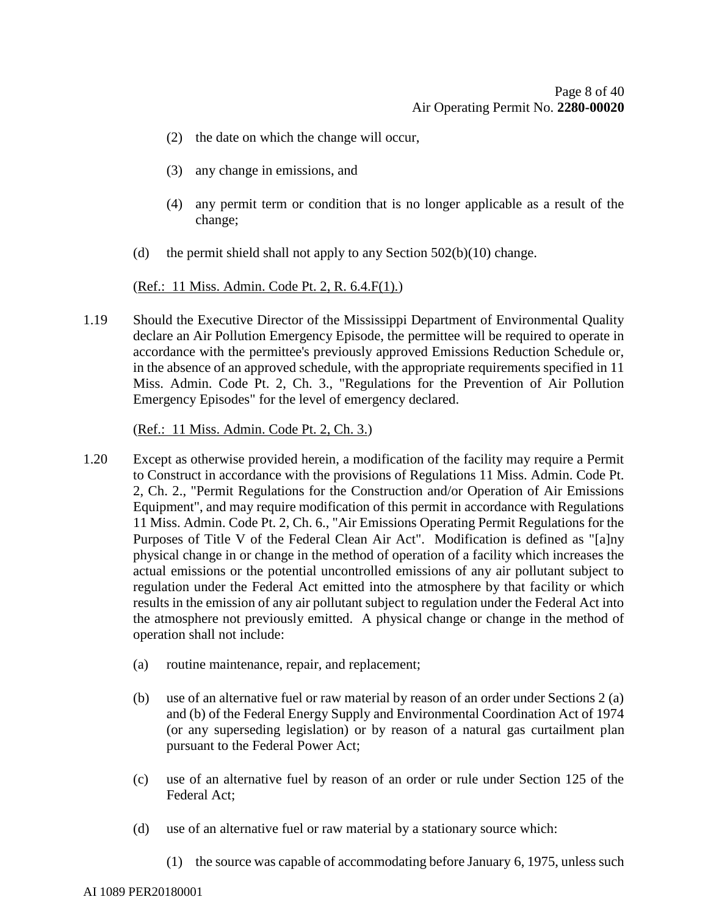(2) the date on which the change will occur,

(3) any change in emissions, and

(4) any permit term or condition that is no longer applicable as a result of the change;

(d) the permit shield shall not apply to any Section 502(b)(10) change.

(Ref.: 11 Miss. Admin. Code Pt. 2, R. 6.4.F(1).)

1.19 Should the Executive Director of the Mississippi Department of Environmental Quality declare an Air Pollution Emergency Episode, the permittee will be required to operate in accordance with the permittee's previously approved Emissions Reduction Schedule or, in the absence of an approved schedule, with the appropriate requirements specified in 11 Miss. Admin. Code Pt. 2, Ch. 3., "Regulations for the Prevention of Air Pollution Emergency Episodes" for the level of emergency declared.

(Ref.: 11 Miss. Admin. Code Pt. 2, Ch. 3.)

1.20 Except as otherwise provided herein, a modification of the facility may require a Permit to Construct in accordance with the provisions of Regulations 11 Miss. Admin. Code Pt. 2, Ch. 2., "Permit Regulations for the Construction and/or Operation of Air Emissions Equipment", and may require modification of this permit in accordance with Regulations 11 Miss. Admin. Code Pt. 2, Ch. 6., "Air Emissions Operating Permit Regulations for the Purposes of Title V of the Federal Clean Air Act". Modification is defined as "[a]ny physical change in or change in the method of operation of a facility which increases the actual emissions or the potential uncontrolled emissions of any air pollutant subject to regulation under the Federal Act emitted into the atmosphere by that facility or which results in the emission of any air pollutant subject to regulation under the Federal Act into the atmosphere not previously emitted. A physical change or change in the method of operation shall not include:

(a) routine maintenance, repair, and replacement;

(b) use of an alternative fuel or raw material by reason of an order under Sections 2 (a) and (b) of the Federal Energy Supply and Environmental Coordination Act of 1974 (or any superseding legislation) or by reason of a natural gas curtailment plan pursuant to the Federal Power Act;

(c) use of an alternative fuel by reason of an order or rule under Section 125 of the Federal Act;

(d) use of an alternative fuel or raw material by a stationary source which:

(1) the source was capable of accommodating before January 6, 1975, unless such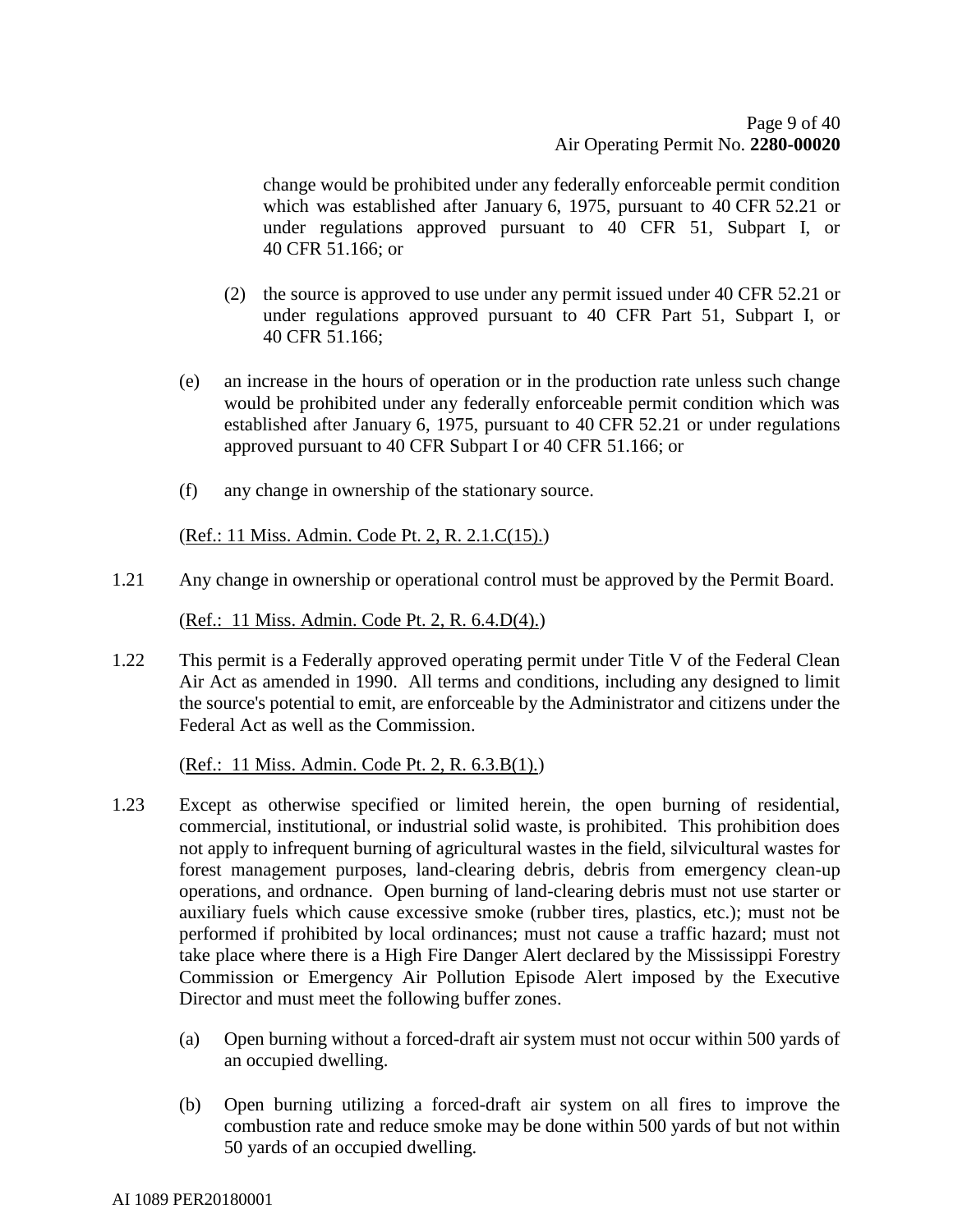change would be prohibited under any federally enforceable permit condition which was established after January 6, 1975, pursuant to 40 CFR 52.21 or under regulations approved pursuant to 40 CFR 51, Subpart I, or 40 CFR 51.166; or

(2) the source is approved to use under any permit issued under 40 CFR 52.21 or under regulations approved pursuant to 40 CFR Part 51, Subpart I, or 40 CFR 51.166;

(e) an increase in the hours of operation or in the production rate unless such change would be prohibited under any federally enforceable permit condition which was established after January 6, 1975, pursuant to 40 CFR 52.21 or under regulations approved pursuant to 40 CFR Subpart I or 40 CFR 51.166; or

(f) any change in ownership of the stationary source.

(Ref.: 11 Miss. Admin. Code Pt. 2, R. 2.1.C(15).)

1.21 Any change in ownership or operational control must be approved by the Permit Board.

(Ref.: 11 Miss. Admin. Code Pt. 2, R. 6.4.D(4).)

1.22 This permit is a Federally approved operating permit under Title V of the Federal Clean Air Act as amended in 1990. All terms and conditions, including any designed to limit the source's potential to emit, are enforceable by the Administrator and citizens under the Federal Act as well as the Commission.

(Ref.: 11 Miss. Admin. Code Pt. 2, R. 6.3.B(1).)

1.23 Except as otherwise specified or limited herein, the open burning of residential, commercial, institutional, or industrial solid waste, is prohibited. This prohibition does not apply to infrequent burning of agricultural wastes in the field, silvicultural wastes for forest management purposes, land-clearing debris, debris from emergency clean-up operations, and ordnance. Open burning of land-clearing debris must not use starter or auxiliary fuels which cause excessive smoke (rubber tires, plastics, etc.); must not be performed if prohibited by local ordinances; must not cause a traffic hazard; must not take place where there is a High Fire Danger Alert declared by the Mississippi Forestry Commission or Emergency Air Pollution Episode Alert imposed by the Executive Director and must meet the following buffer zones.

(a) Open burning without a forced-draft air system must not occur within 500 yards of an occupied dwelling.

(b) Open burning utilizing a forced-draft air system on all fires to improve the combustion rate and reduce smoke may be done within 500 yards of but not within 50 yards of an occupied dwelling.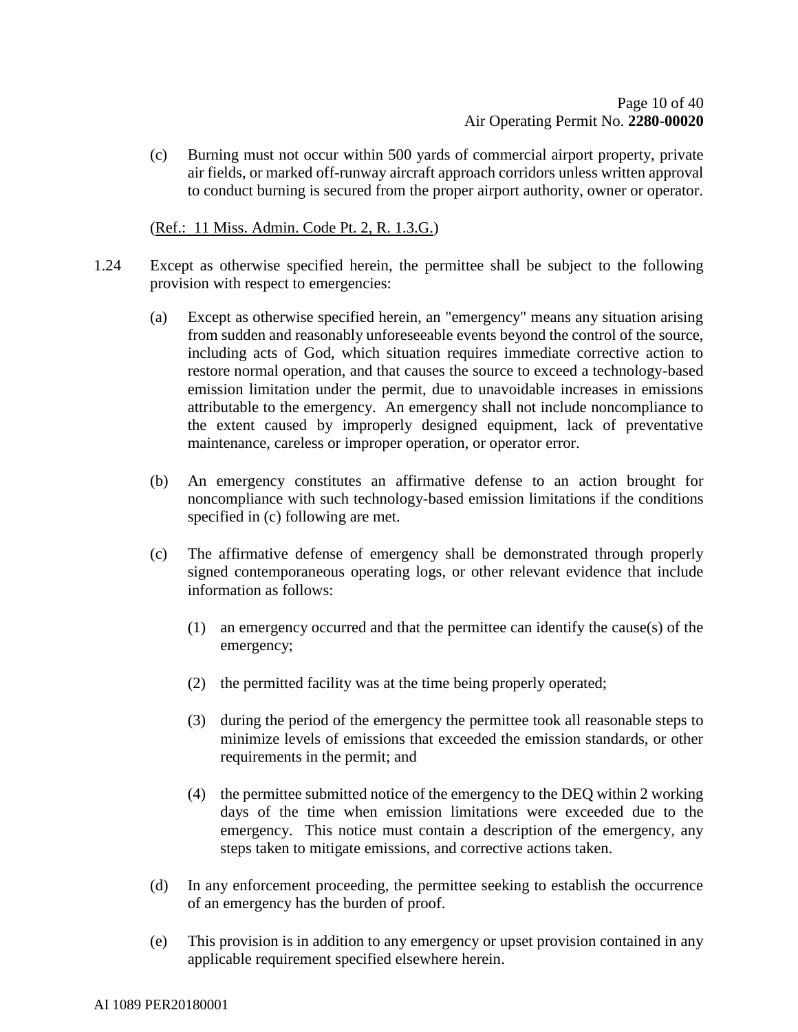(c) Burning must not occur within 500 yards of commercial airport property, private air fields, or marked off-runway aircraft approach corridors unless written approval to conduct burning is secured from the proper airport authority, owner or operator.

(Ref.: 11 Miss. Admin. Code Pt. 2, R. 1.3.G.)

1.24 Except as otherwise specified herein, the permittee shall be subject to the following provision with respect to emergencies:

(a) Except as otherwise specified herein, an "emergency" means any situation arising from sudden and reasonably unforeseeable events beyond the control of the source, including acts of God, which situation requires immediate corrective action to restore normal operation, and that causes the source to exceed a technology-based emission limitation under the permit, due to unavoidable increases in emissions attributable to the emergency. An emergency shall not include noncompliance to the extent caused by improperly designed equipment, lack of preventative maintenance, careless or improper operation, or operator error.

(b) An emergency constitutes an affirmative defense to an action brought for noncompliance with such technology-based emission limitations if the conditions specified in (c) following are met.

(c) The affirmative defense of emergency shall be demonstrated through properly signed contemporaneous operating logs, or other relevant evidence that include information as follows:

(1) an emergency occurred and that the permittee can identify the cause(s) of the emergency;

(2) the permitted facility was at the time being properly operated;

(3) during the period of the emergency the permittee took all reasonable steps to minimize levels of emissions that exceeded the emission standards, or other requirements in the permit; and

(4) the permittee submitted notice of the emergency to the DEQ within 2 working days of the time when emission limitations were exceeded due to the emergency. This notice must contain a description of the emergency, any steps taken to mitigate emissions, and corrective actions taken.

(d) In any enforcement proceeding, the permittee seeking to establish the occurrence of an emergency has the burden of proof.

(e) This provision is in addition to any emergency or upset provision contained in any applicable requirement specified elsewhere herein.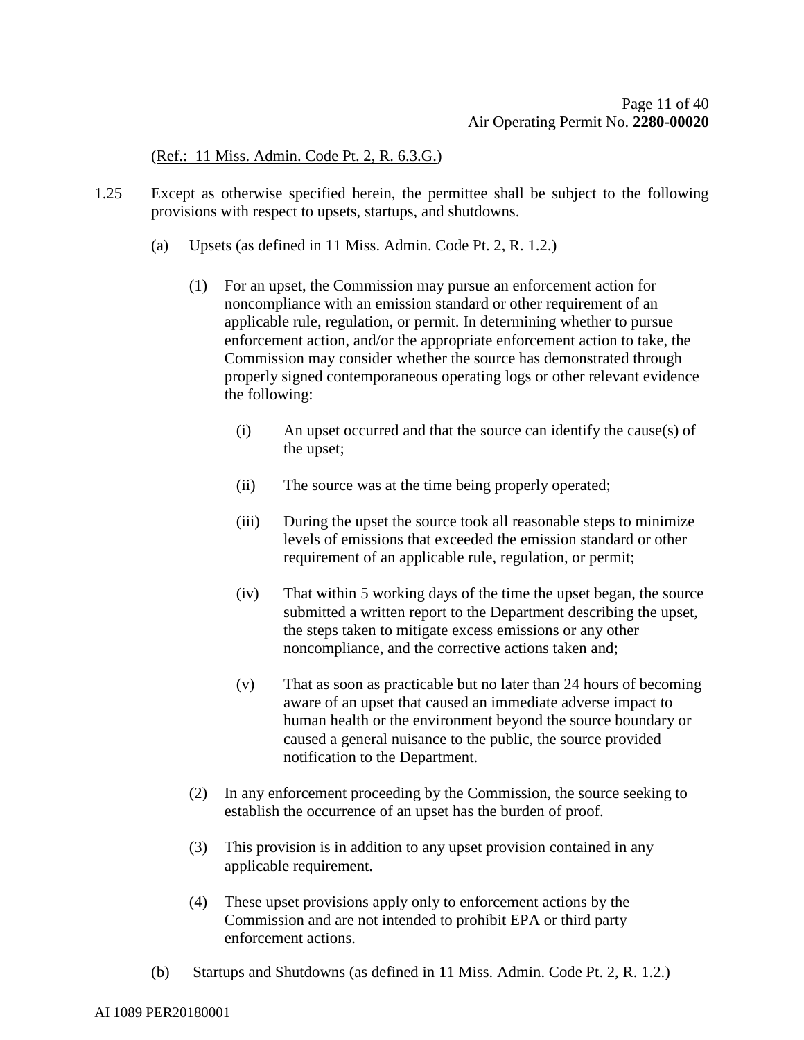(Ref.: 11 Miss. Admin. Code Pt. 2, R. 6.3.G.)

1.25 Except as otherwise specified herein, the permittee shall be subject to the following provisions with respect to upsets, startups, and shutdowns.

(a) Upsets (as defined in 11 Miss. Admin. Code Pt. 2, R. 1.2.)

(1) For an upset, the Commission may pursue an enforcement action for noncompliance with an emission standard or other requirement of an applicable rule, regulation, or permit. In determining whether to pursue enforcement action, and/or the appropriate enforcement action to take, the Commission may consider whether the source has demonstrated through properly signed contemporaneous operating logs or other relevant evidence the following:

(i) An upset occurred and that the source can identify the cause(s) of the upset;

(ii) The source was at the time being properly operated;

(iii) During the upset the source took all reasonable steps to minimize levels of emissions that exceeded the emission standard or other requirement of an applicable rule, regulation, or permit;

(iv) That within 5 working days of the time the upset began, the source submitted a written report to the Department describing the upset, the steps taken to mitigate excess emissions or any other noncompliance, and the corrective actions taken and;

(v) That as soon as practicable but no later than 24 hours of becoming aware of an upset that caused an immediate adverse impact to human health or the environment beyond the source boundary or caused a general nuisance to the public, the source provided notification to the Department.

(2) In any enforcement proceeding by the Commission, the source seeking to establish the occurrence of an upset has the burden of proof.

(3) This provision is in addition to any upset provision contained in any applicable requirement.

(4) These upset provisions apply only to enforcement actions by the Commission and are not intended to prohibit EPA or third party enforcement actions.

(b) Startups and Shutdowns (as defined in 11 Miss. Admin. Code Pt. 2, R. 1.2.)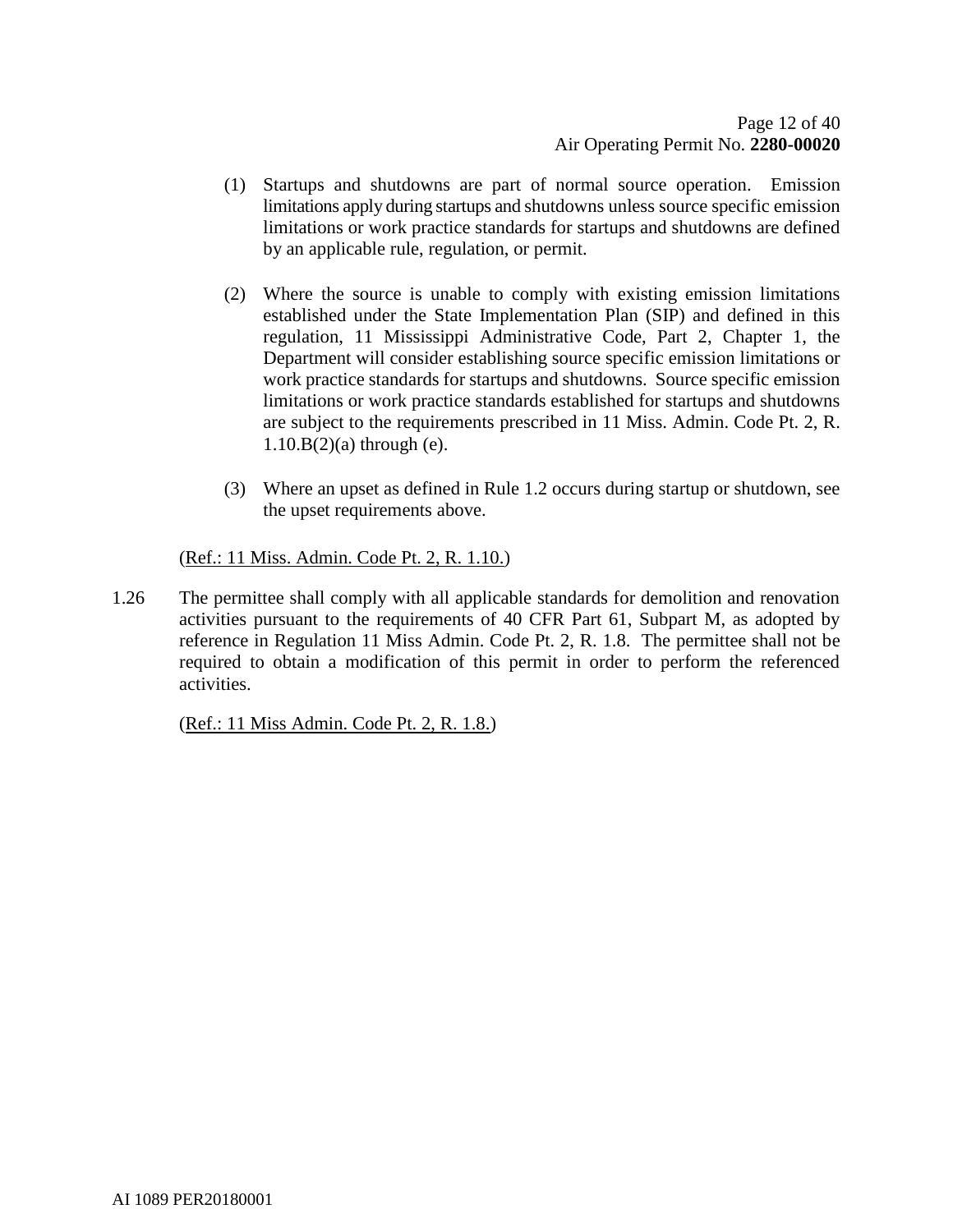(1) Startups and shutdowns are part of normal source operation. Emission limitations apply during startups and shutdowns unless source specific emission limitations or work practice standards for startups and shutdowns are defined by an applicable rule, regulation, or permit.

(2) Where the source is unable to comply with existing emission limitations established under the State Implementation Plan (SIP) and defined in this regulation, 11 Mississippi Administrative Code, Part 2, Chapter 1, the Department will consider establishing source specific emission limitations or work practice standards for startups and shutdowns. Source specific emission limitations or work practice standards established for startups and shutdowns are subject to the requirements prescribed in 11 Miss. Admin. Code Pt. 2, R. 1.10.B(2)(a) through (e).

(3) Where an upset as defined in Rule 1.2 occurs during startup or shutdown, see the upset requirements above.

(Ref.: 11 Miss. Admin. Code Pt. 2, R. 1.10.)

1.26 The permittee shall comply with all applicable standards for demolition and renovation activities pursuant to the requirements of 40 CFR Part 61, Subpart M, as adopted by reference in Regulation 11 Miss Admin. Code Pt. 2, R. 1.8. The permittee shall not be required to obtain a modification of this permit in order to perform the referenced activities.

(Ref.: 11 Miss Admin. Code Pt. 2, R. 1.8.)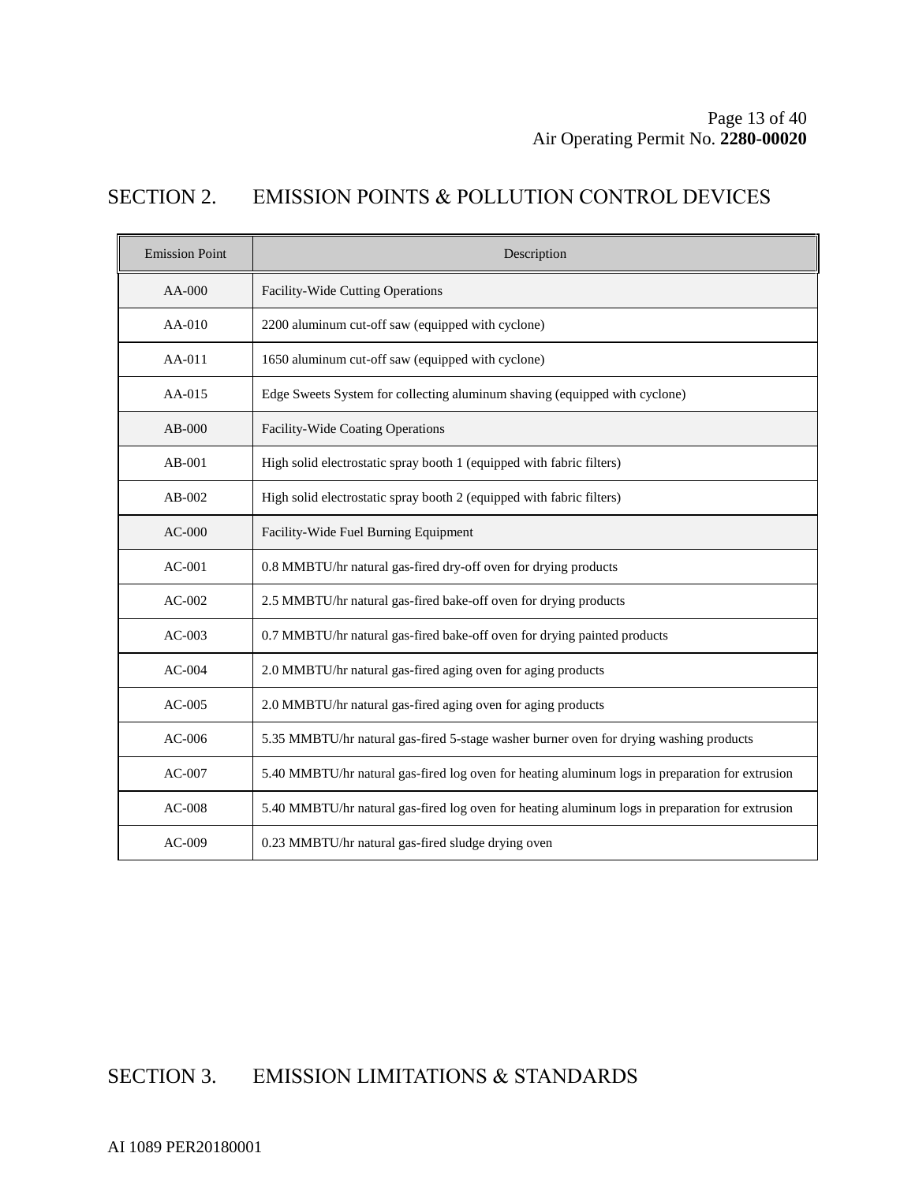## SECTION 2. EMISSION POINTS & POLLUTION CONTROL DEVICES

| Emission Point | Description |
|---|---|
| AA-000 | Facility-Wide Cutting Operations |
| AA-010 | 2200 aluminum cut-off saw (equipped with cyclone) |
| AA-011 | 1650 aluminum cut-off saw (equipped with cyclone) |
| AA-015 | Edge Sweets System for collecting aluminum shaving (equipped with cyclone) |
| AB-000 | Facility-Wide Coating Operations |
| AB-001 | High solid electrostatic spray booth 1 (equipped with fabric filters) |
| AB-002 | High solid electrostatic spray booth 2 (equipped with fabric filters) |
| AC-000 | Facility-Wide Fuel Burning Equipment |
| AC-001 | 0.8 MMBTU/hr natural gas-fired dry-off oven for drying products |
| AC-002 | 2.5 MMBTU/hr natural gas-fired bake-off oven for drying products |
| AC-003 | 0.7 MMBTU/hr natural gas-fired bake-off oven for drying painted products |
| AC-004 | 2.0 MMBTU/hr natural gas-fired aging oven for aging products |
| AC-005 | 2.0 MMBTU/hr natural gas-fired aging oven for aging products |
| AC-006 | 5.35 MMBTU/hr natural gas-fired 5-stage washer burner oven for drying washing products |
| AC-007 | 5.40 MMBTU/hr natural gas-fired log oven for heating aluminum logs in preparation for extrusion |
| AC-008 | 5.40 MMBTU/hr natural gas-fired log oven for heating aluminum logs in preparation for extrusion |
| AC-009 | 0.23 MMBTU/hr natural gas-fired sludge drying oven |

## SECTION 3. EMISSION LIMITATIONS & STANDARDS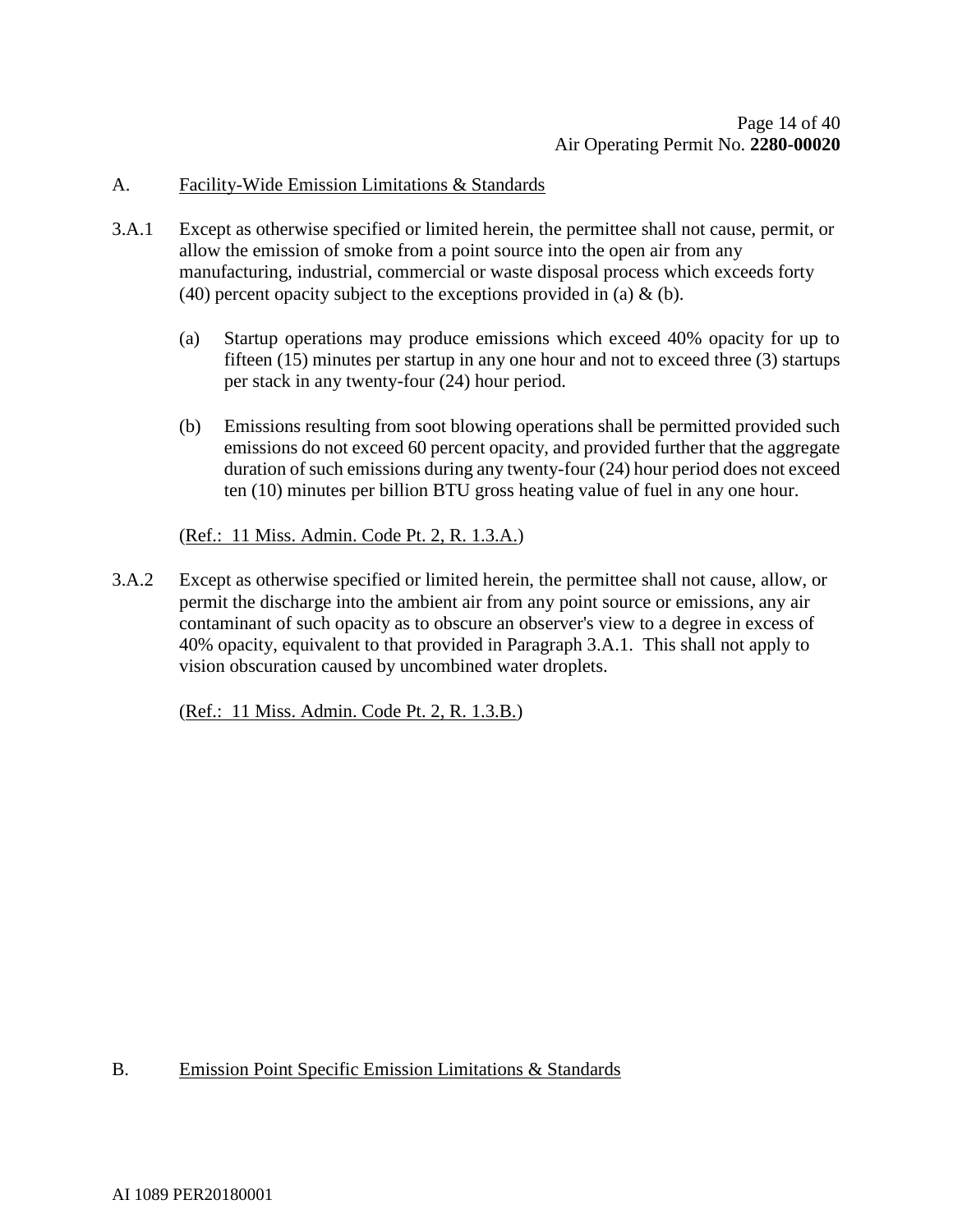A. Facility-Wide Emission Limitations & Standards

3.A.1 Except as otherwise specified or limited herein, the permittee shall not cause, permit, or allow the emission of smoke from a point source into the open air from any manufacturing, industrial, commercial or waste disposal process which exceeds forty (40) percent opacity subject to the exceptions provided in (a) & (b).

(a) Startup operations may produce emissions which exceed 40% opacity for up to fifteen (15) minutes per startup in any one hour and not to exceed three (3) startups per stack in any twenty-four (24) hour period.

(b) Emissions resulting from soot blowing operations shall be permitted provided such emissions do not exceed 60 percent opacity, and provided further that the aggregate duration of such emissions during any twenty-four (24) hour period does not exceed ten (10) minutes per billion BTU gross heating value of fuel in any one hour.

(Ref.: 11 Miss. Admin. Code Pt. 2, R. 1.3.A.)

3.A.2 Except as otherwise specified or limited herein, the permittee shall not cause, allow, or permit the discharge into the ambient air from any point source or emissions, any air contaminant of such opacity as to obscure an observer's view to a degree in excess of 40% opacity, equivalent to that provided in Paragraph 3.A.1. This shall not apply to vision obscuration caused by uncombined water droplets.

(Ref.: 11 Miss. Admin. Code Pt. 2, R. 1.3.B.)

B. Emission Point Specific Emission Limitations & Standards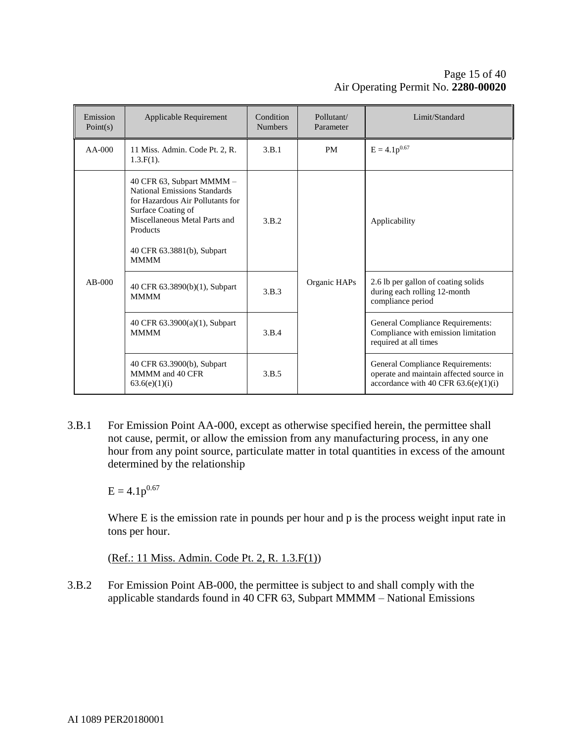| Emission Point(s) | Applicable Requirement | Condition Numbers | Pollutant/ Parameter | Limit/Standard |
|---|---|---|---|---|
| AA-000 | 11 Miss. Admin. Code Pt. 2, R. 1.3.F(1). | 3.B.1 | PM | $E = 4.1p^{0.67}$ |
| AB-000 | 40 CFR 63, Subpart MMMM – National Emissions Standards for Hazardous Air Pollutants for Surface Coating of Miscellaneous Metal Parts and Products<br><br>40 CFR 63.3881(b), Subpart MMMM | 3.B.2 | Organic HAPs | Applicability |
| | 40 CFR 63.3890(b)(1), Subpart MMMM | 3.B.3 | | 2.6 lb per gallon of coating solids during each rolling 12-month compliance period |
| | 40 CFR 63.3900(a)(1), Subpart MMMM | 3.B.4 | | General Compliance Requirements: Compliance with emission limitation required at all times |
| | 40 CFR 63.3900(b), Subpart MMMM and 40 CFR 63.6(e)(1)(i) | 3.B.5 | | General Compliance Requirements: operate and maintain affected source in accordance with 40 CFR 63.6(e)(1)(i) |

3.B.1 For Emission Point AA-000, except as otherwise specified herein, the permittee shall not cause, permit, or allow the emission from any manufacturing process, in any one hour from any point source, particulate matter in total quantities in excess of the amount determined by the relationship

$$E = 4.1p^{0.67}$$

Where E is the emission rate in pounds per hour and p is the process weight input rate in tons per hour.

(Ref.: 11 Miss. Admin. Code Pt. 2, R. 1.3.F(1))

3.B.2 For Emission Point AB-000, the permittee is subject to and shall comply with the applicable standards found in 40 CFR 63, Subpart MMMM – National Emissions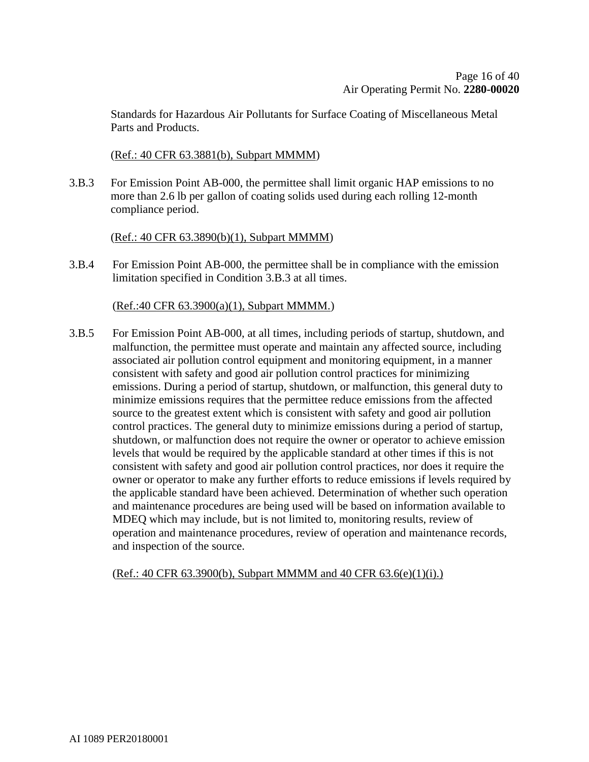Standards for Hazardous Air Pollutants for Surface Coating of Miscellaneous Metal Parts and Products.

(Ref.: 40 CFR 63.3881(b), Subpart MMMM)

3.B.3 For Emission Point AB-000, the permittee shall limit organic HAP emissions to no more than 2.6 lb per gallon of coating solids used during each rolling 12-month compliance period.

(Ref.: 40 CFR 63.3890(b)(1), Subpart MMMM)

3.B.4 For Emission Point AB-000, the permittee shall be in compliance with the emission limitation specified in Condition 3.B.3 at all times.

(Ref.:40 CFR 63.3900(a)(1), Subpart MMMM.)

3.B.5 For Emission Point AB-000, at all times, including periods of startup, shutdown, and malfunction, the permittee must operate and maintain any affected source, including associated air pollution control equipment and monitoring equipment, in a manner consistent with safety and good air pollution control practices for minimizing emissions. During a period of startup, shutdown, or malfunction, this general duty to minimize emissions requires that the permittee reduce emissions from the affected source to the greatest extent which is consistent with safety and good air pollution control practices. The general duty to minimize emissions during a period of startup, shutdown, or malfunction does not require the owner or operator to achieve emission levels that would be required by the applicable standard at other times if this is not consistent with safety and good air pollution control practices, nor does it require the owner or operator to make any further efforts to reduce emissions if levels required by the applicable standard have been achieved. Determination of whether such operation and maintenance procedures are being used will be based on information available to MDEQ which may include, but is not limited to, monitoring results, review of operation and maintenance procedures, review of operation and maintenance records, and inspection of the source.

(Ref.: 40 CFR 63.3900(b), Subpart MMMM and 40 CFR 63.6(e)(1)(i).)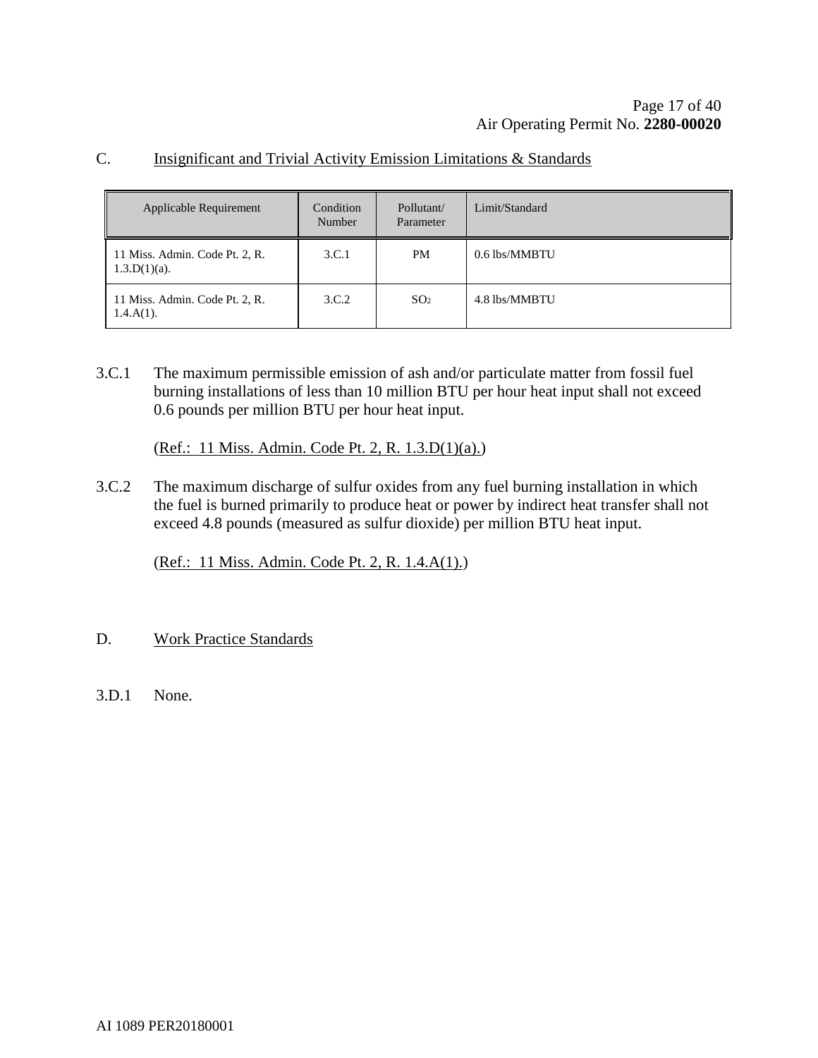## C. Insignificant and Trivial Activity Emission Limitations & Standards

| Applicable Requirement | Condition Number | Pollutant/ Parameter | Limit/Standard |
|---|---|---|---|
| 11 Miss. Admin. Code Pt. 2, R. 1.3.D(1)(a). | 3.C.1 | PM | 0.6 lbs/MMBTU |
| 11 Miss. Admin. Code Pt. 2, R. 1.4.A(1). | 3.C.2 | $SO_2$ | 4.8 lbs/MMBTU |

3.C.1 The maximum permissible emission of ash and/or particulate matter from fossil fuel burning installations of less than 10 million BTU per hour heat input shall not exceed 0.6 pounds per million BTU per hour heat input.

(Ref.: 11 Miss. Admin. Code Pt. 2, R. 1.3.D(1)(a).)

3.C.2 The maximum discharge of sulfur oxides from any fuel burning installation in which the fuel is burned primarily to produce heat or power by indirect heat transfer shall not exceed 4.8 pounds (measured as sulfur dioxide) per million BTU heat input.

(Ref.: 11 Miss. Admin. Code Pt. 2, R. 1.4.A(1).)

## D. Work Practice Standards

3.D.1 None.

AI 1089 PER20180001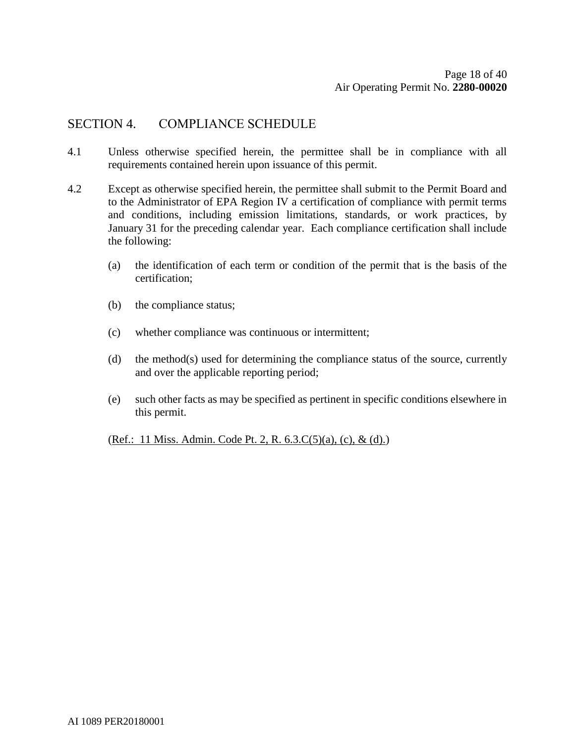## SECTION 4. COMPLIANCE SCHEDULE

4.1 Unless otherwise specified herein, the permittee shall be in compliance with all requirements contained herein upon issuance of this permit.

4.2 Except as otherwise specified herein, the permittee shall submit to the Permit Board and to the Administrator of EPA Region IV a certification of compliance with permit terms and conditions, including emission limitations, standards, or work practices, by January 31 for the preceding calendar year. Each compliance certification shall include the following:

(a) the identification of each term or condition of the permit that is the basis of the certification;

(b) the compliance status;

(c) whether compliance was continuous or intermittent;

(d) the method(s) used for determining the compliance status of the source, currently and over the applicable reporting period;

(e) such other facts as may be specified as pertinent in specific conditions elsewhere in this permit.

(Ref.: 11 Miss. Admin. Code Pt. 2, R. 6.3.C(5)(a), (c), & (d).)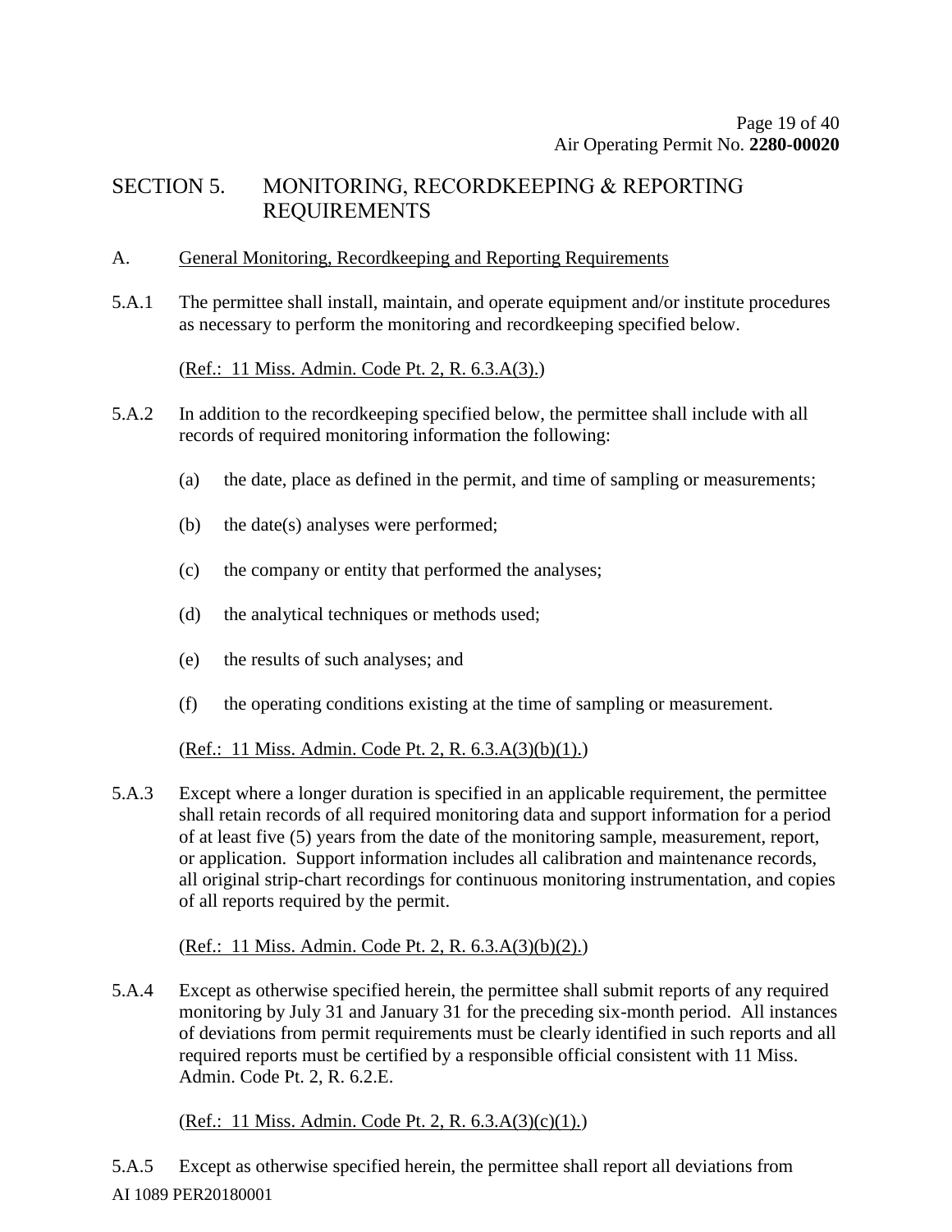## SECTION 5. MONITORING, RECORDKEEPING & REPORTING REQUIREMENTS

A. General Monitoring, Recordkeeping and Reporting Requirements

5.A.1 The permittee shall install, maintain, and operate equipment and/or institute procedures as necessary to perform the monitoring and recordkeeping specified below.

(Ref.: 11 Miss. Admin. Code Pt. 2, R. 6.3.A(3).)

5.A.2 In addition to the recordkeeping specified below, the permittee shall include with all records of required monitoring information the following:

(a) the date, place as defined in the permit, and time of sampling or measurements;

(b) the date(s) analyses were performed;

(c) the company or entity that performed the analyses;

(d) the analytical techniques or methods used;

(e) the results of such analyses; and

(f) the operating conditions existing at the time of sampling or measurement.

(Ref.: 11 Miss. Admin. Code Pt. 2, R. 6.3.A(3)(b)(1).)

5.A.3 Except where a longer duration is specified in an applicable requirement, the permittee shall retain records of all required monitoring data and support information for a period of at least five (5) years from the date of the monitoring sample, measurement, report, or application. Support information includes all calibration and maintenance records, all original strip-chart recordings for continuous monitoring instrumentation, and copies of all reports required by the permit.

(Ref.: 11 Miss. Admin. Code Pt. 2, R. 6.3.A(3)(b)(2).)

5.A.4 Except as otherwise specified herein, the permittee shall submit reports of any required monitoring by July 31 and January 31 for the preceding six-month period. All instances of deviations from permit requirements must be clearly identified in such reports and all required reports must be certified by a responsible official consistent with 11 Miss. Admin. Code Pt. 2, R. 6.2.E.

(Ref.: 11 Miss. Admin. Code Pt. 2, R. 6.3.A(3)(c)(1).)

5.A.5 Except as otherwise specified herein, the permittee shall report all deviations from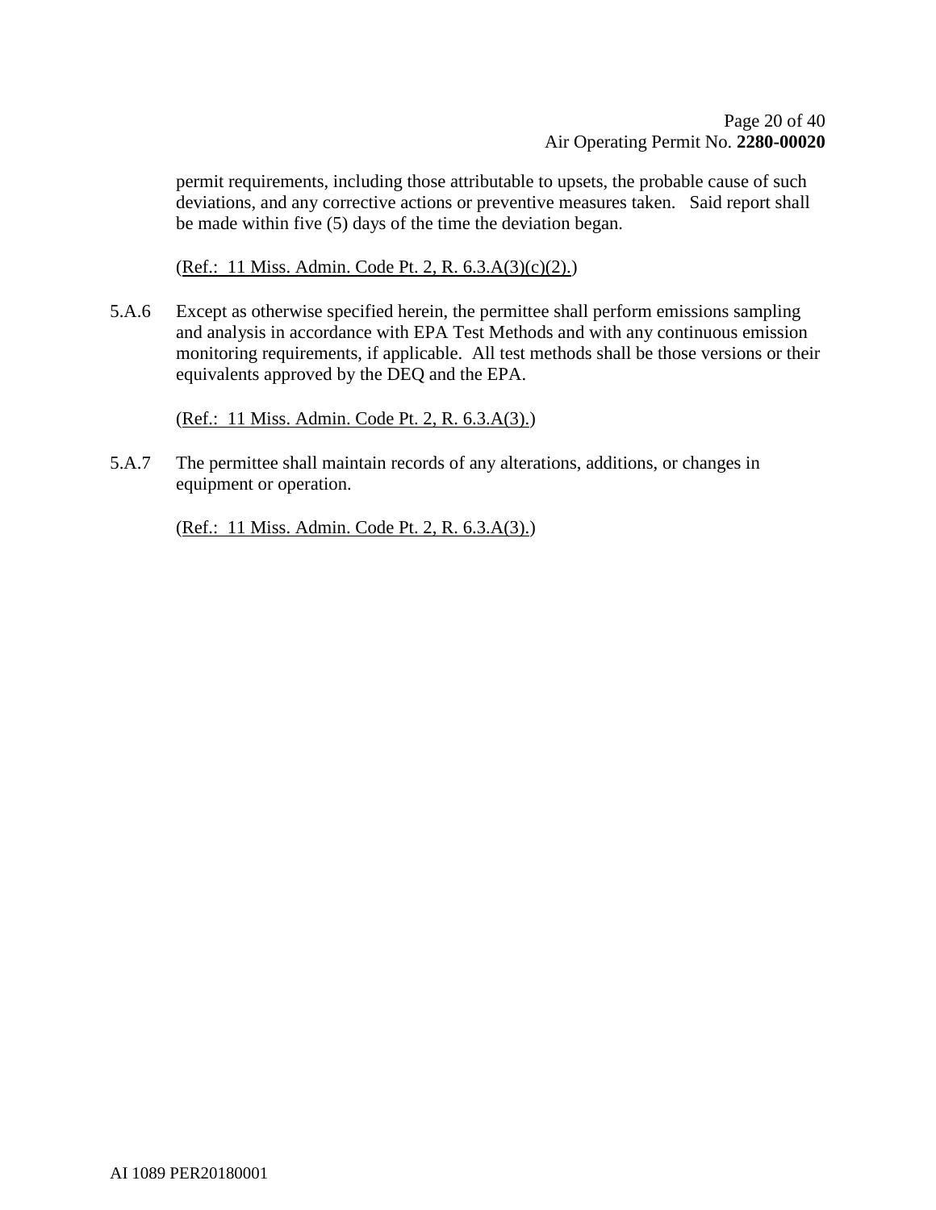permit requirements, including those attributable to upsets, the probable cause of such deviations, and any corrective actions or preventive measures taken. Said report shall be made within five (5) days of the time the deviation began.

(Ref.: 11 Miss. Admin. Code Pt. 2, R. 6.3.A(3)(c)(2).)

5.A.6 Except as otherwise specified herein, the permittee shall perform emissions sampling and analysis in accordance with EPA Test Methods and with any continuous emission monitoring requirements, if applicable. All test methods shall be those versions or their equivalents approved by the DEQ and the EPA.

(Ref.: 11 Miss. Admin. Code Pt. 2, R. 6.3.A(3).)

5.A.7 The permittee shall maintain records of any alterations, additions, or changes in equipment or operation.

(Ref.: 11 Miss. Admin. Code Pt. 2, R. 6.3.A(3).)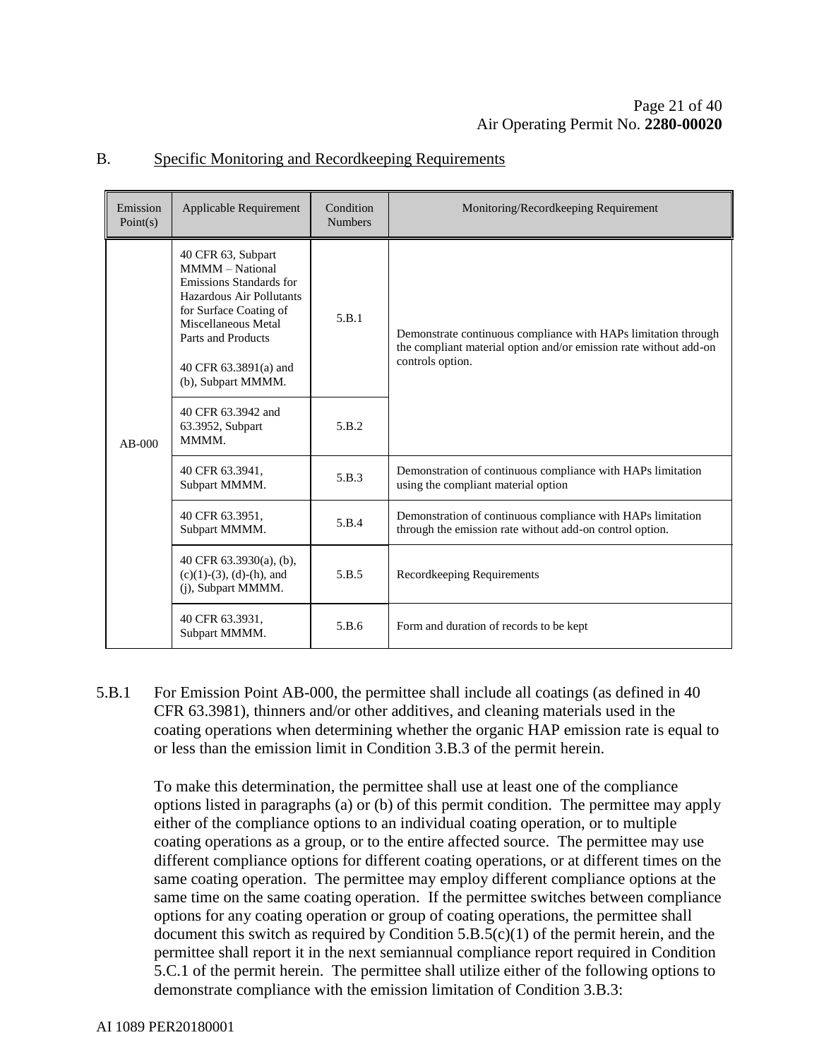## B. Specific Monitoring and Recordkeeping Requirements

| Emission Point(s) | Applicable Requirement | Condition Numbers | Monitoring/Recordkeeping Requirement |
|---|---|---|---|
| AB-000 | 40 CFR 63, Subpart MMMM – National Emissions Standards for Hazardous Air Pollutants for Surface Coating of Miscellaneous Metal Parts and Products<br><br>40 CFR 63.3891(a) and (b), Subpart MMMM. | 5.B.1 | Demonstrate continuous compliance with HAPs limitation through the compliant material option and/or emission rate without add-on controls option. |
| | 40 CFR 63.3942 and 63.3952, Subpart MMMM. | 5.B.2 | |
| | 40 CFR 63.3941, Subpart MMMM. | 5.B.3 | Demonstration of continuous compliance with HAPs limitation using the compliant material option |
| | 40 CFR 63.3951, Subpart MMMM. | 5.B.4 | Demonstration of continuous compliance with HAPs limitation through the emission rate without add-on control option. |
| | 40 CFR 63.3930(a), (b), (c)(1)-(3), (d)-(h), and (j), Subpart MMMM. | 5.B.5 | Recordkeeping Requirements |
| | 40 CFR 63.3931, Subpart MMMM. | 5.B.6 | Form and duration of records to be kept |

5.B.1 For Emission Point AB-000, the permittee shall include all coatings (as defined in 40 CFR 63.3981), thinners and/or other additives, and cleaning materials used in the coating operations when determining whether the organic HAP emission rate is equal to or less than the emission limit in Condition 3.B.3 of the permit herein.

To make this determination, the permittee shall use at least one of the compliance options listed in paragraphs (a) or (b) of this permit condition. The permittee may apply either of the compliance options to an individual coating operation, or to multiple coating operations as a group, or to the entire affected source. The permittee may use different compliance options for different coating operations, or at different times on the same coating operation. The permittee may employ different compliance options at the same time on the same coating operation. If the permittee switches between compliance options for any coating operation or group of coating operations, the permittee shall document this switch as required by Condition 5.B.5(c)(1) of the permit herein, and the permittee shall report it in the next semiannual compliance report required in Condition 5.C.1 of the permit herein. The permittee shall utilize either of the following options to demonstrate compliance with the emission limitation of Condition 3.B.3: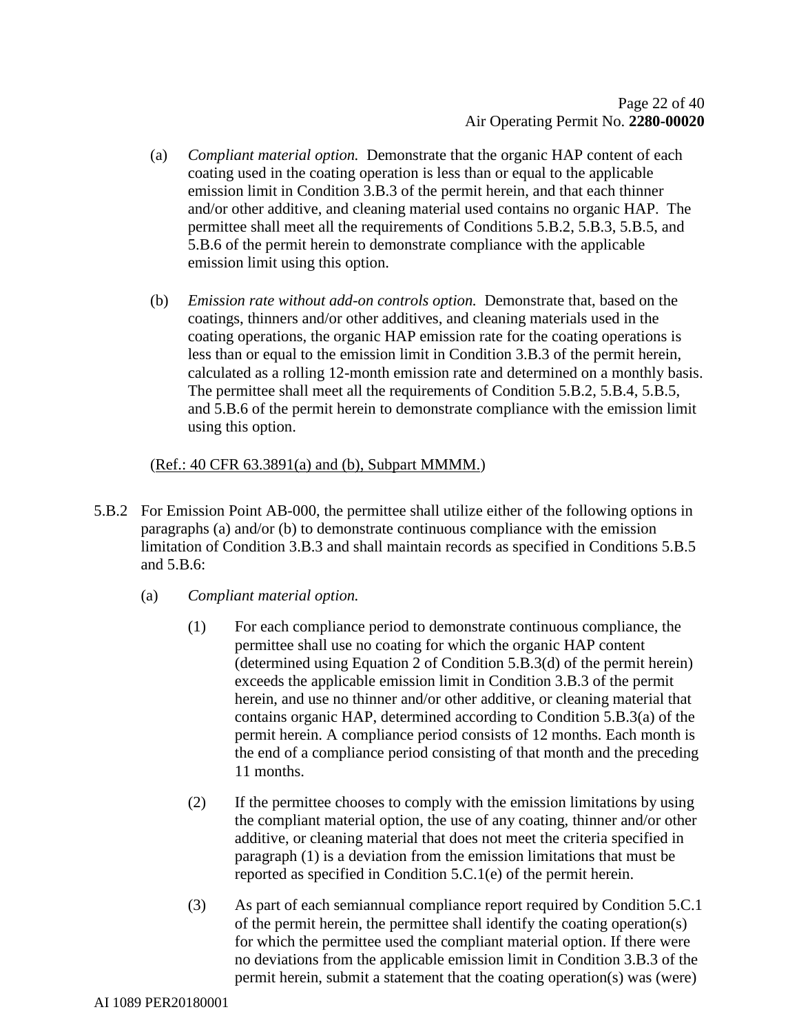(a) *Compliant material option.* Demonstrate that the organic HAP content of each coating used in the coating operation is less than or equal to the applicable emission limit in Condition 3.B.3 of the permit herein, and that each thinner and/or other additive, and cleaning material used contains no organic HAP. The permittee shall meet all the requirements of Conditions 5.B.2, 5.B.3, 5.B.5, and 5.B.6 of the permit herein to demonstrate compliance with the applicable emission limit using this option.

(b) *Emission rate without add-on controls option.* Demonstrate that, based on the coatings, thinners and/or other additives, and cleaning materials used in the coating operations, the organic HAP emission rate for the coating operations is less than or equal to the emission limit in Condition 3.B.3 of the permit herein, calculated as a rolling 12-month emission rate and determined on a monthly basis. The permittee shall meet all the requirements of Condition 5.B.2, 5.B.4, 5.B.5, and 5.B.6 of the permit herein to demonstrate compliance with the emission limit using this option.

(Ref.: 40 CFR 63.3891(a) and (b), Subpart MMMM.)

5.B.2 For Emission Point AB-000, the permittee shall utilize either of the following options in paragraphs (a) and/or (b) to demonstrate continuous compliance with the emission limitation of Condition 3.B.3 and shall maintain records as specified in Conditions 5.B.5 and 5.B.6:

(a) *Compliant material option.*

(1) For each compliance period to demonstrate continuous compliance, the permittee shall use no coating for which the organic HAP content (determined using Equation 2 of Condition 5.B.3(d) of the permit herein) exceeds the applicable emission limit in Condition 3.B.3 of the permit herein, and use no thinner and/or other additive, or cleaning material that contains organic HAP, determined according to Condition 5.B.3(a) of the permit herein. A compliance period consists of 12 months. Each month is the end of a compliance period consisting of that month and the preceding 11 months.

(2) If the permittee chooses to comply with the emission limitations by using the compliant material option, the use of any coating, thinner and/or other additive, or cleaning material that does not meet the criteria specified in paragraph (1) is a deviation from the emission limitations that must be reported as specified in Condition 5.C.1(e) of the permit herein.

(3) As part of each semiannual compliance report required by Condition 5.C.1 of the permit herein, the permittee shall identify the coating operation(s) for which the permittee used the compliant material option. If there were no deviations from the applicable emission limit in Condition 3.B.3 of the permit herein, submit a statement that the coating operation(s) was (were)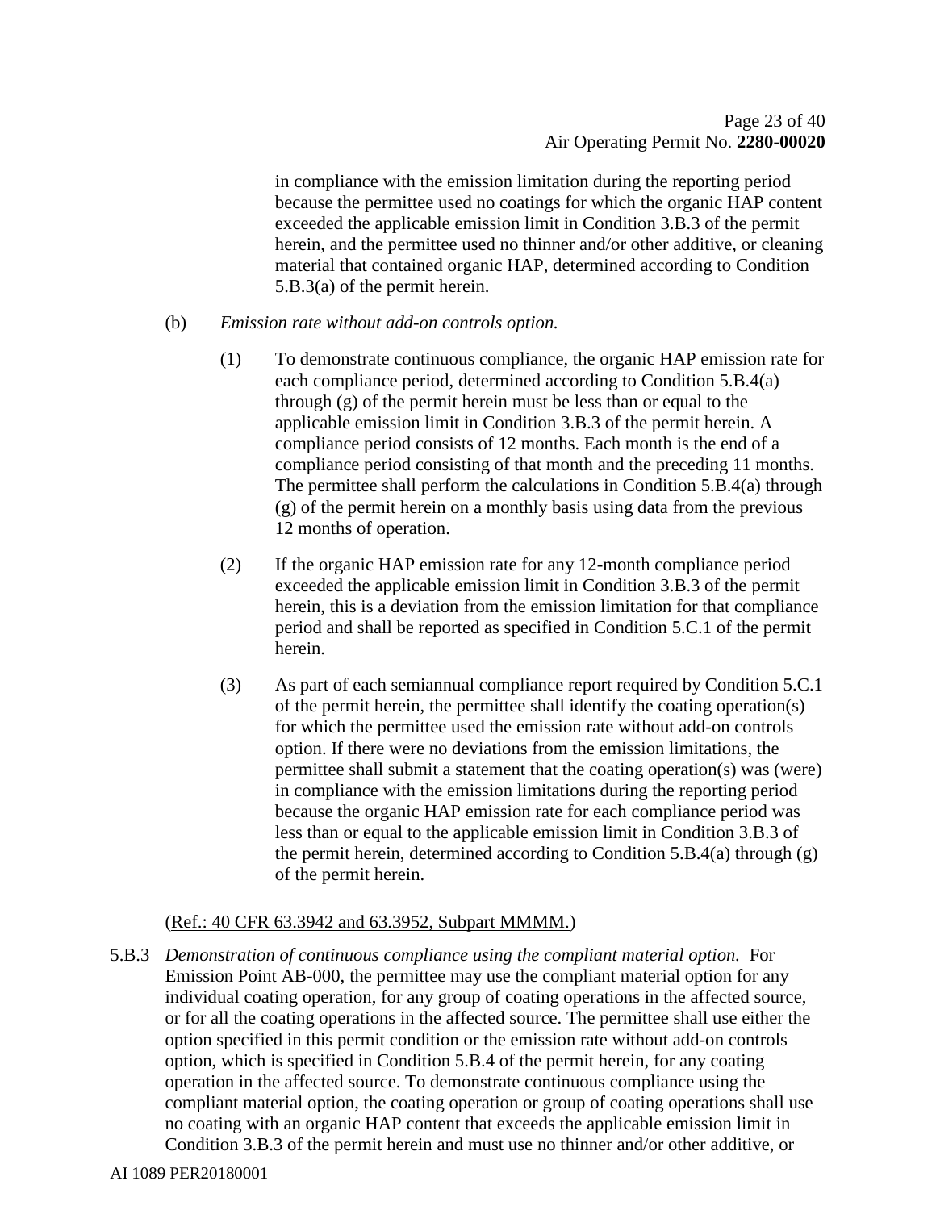in compliance with the emission limitation during the reporting period because the permittee used no coatings for which the organic HAP content exceeded the applicable emission limit in Condition 3.B.3 of the permit herein, and the permittee used no thinner and/or other additive, or cleaning material that contained organic HAP, determined according to Condition 5.B.3(a) of the permit herein.

(b) *Emission rate without add-on controls option.*

(1) To demonstrate continuous compliance, the organic HAP emission rate for each compliance period, determined according to Condition 5.B.4(a) through (g) of the permit herein must be less than or equal to the applicable emission limit in Condition 3.B.3 of the permit herein. A compliance period consists of 12 months. Each month is the end of a compliance period consisting of that month and the preceding 11 months. The permittee shall perform the calculations in Condition 5.B.4(a) through (g) of the permit herein on a monthly basis using data from the previous 12 months of operation.

(2) If the organic HAP emission rate for any 12-month compliance period exceeded the applicable emission limit in Condition 3.B.3 of the permit herein, this is a deviation from the emission limitation for that compliance period and shall be reported as specified in Condition 5.C.1 of the permit herein.

(3) As part of each semiannual compliance report required by Condition 5.C.1 of the permit herein, the permittee shall identify the coating operation(s) for which the permittee used the emission rate without add-on controls option. If there were no deviations from the emission limitations, the permittee shall submit a statement that the coating operation(s) was (were) in compliance with the emission limitations during the reporting period because the organic HAP emission rate for each compliance period was less than or equal to the applicable emission limit in Condition 3.B.3 of the permit herein, determined according to Condition 5.B.4(a) through (g) of the permit herein.

(Ref.: 40 CFR 63.3942 and 63.3952, Subpart MMMM.)

5.B.3 *Demonstration of continuous compliance using the compliant material option.* For Emission Point AB-000, the permittee may use the compliant material option for any individual coating operation, for any group of coating operations in the affected source, or for all the coating operations in the affected source. The permittee shall use either the option specified in this permit condition or the emission rate without add-on controls option, which is specified in Condition 5.B.4 of the permit herein, for any coating operation in the affected source. To demonstrate continuous compliance using the compliant material option, the coating operation or group of coating operations shall use no coating with an organic HAP content that exceeds the applicable emission limit in Condition 3.B.3 of the permit herein and must use no thinner and/or other additive, or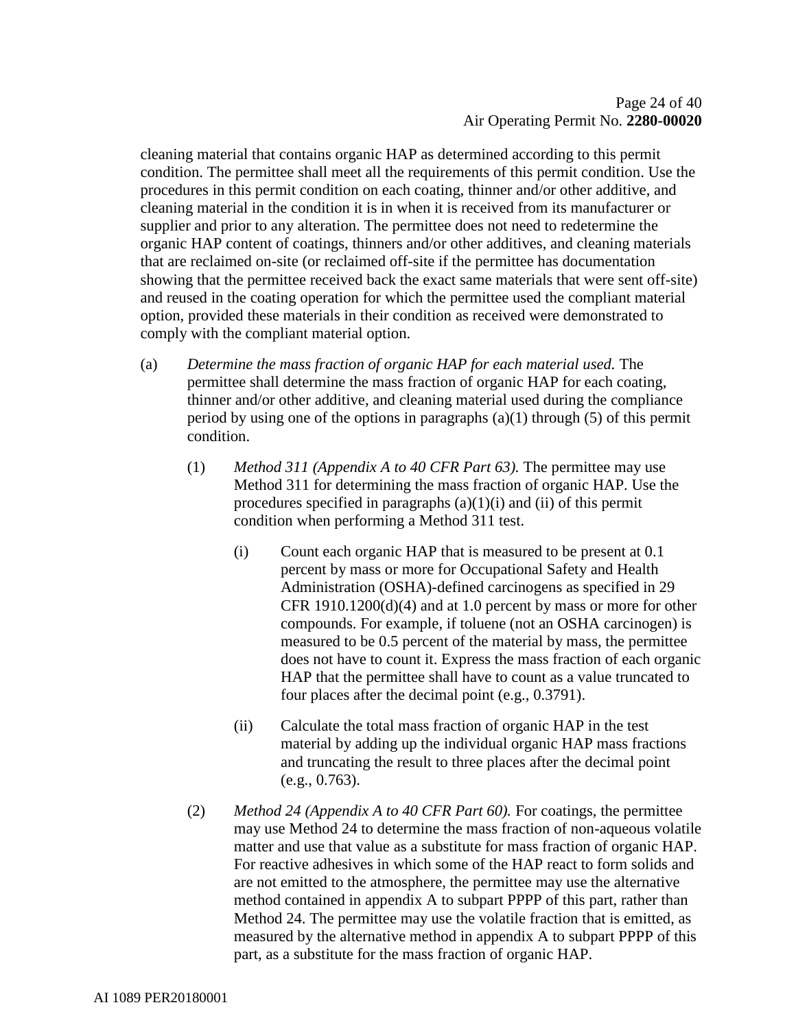cleaning material that contains organic HAP as determined according to this permit condition. The permittee shall meet all the requirements of this permit condition. Use the procedures in this permit condition on each coating, thinner and/or other additive, and cleaning material in the condition it is in when it is received from its manufacturer or supplier and prior to any alteration. The permittee does not need to redetermine the organic HAP content of coatings, thinners and/or other additives, and cleaning materials that are reclaimed on-site (or reclaimed off-site if the permittee has documentation showing that the permittee received back the exact same materials that were sent off-site) and reused in the coating operation for which the permittee used the compliant material option, provided these materials in their condition as received were demonstrated to comply with the compliant material option.

(a) *Determine the mass fraction of organic HAP for each material used.* The permittee shall determine the mass fraction of organic HAP for each coating, thinner and/or other additive, and cleaning material used during the compliance period by using one of the options in paragraphs (a)(1) through (5) of this permit condition.

(1) *Method 311 (Appendix A to 40 CFR Part 63).* The permittee may use Method 311 for determining the mass fraction of organic HAP. Use the procedures specified in paragraphs (a)(1)(i) and (ii) of this permit condition when performing a Method 311 test.

(i) Count each organic HAP that is measured to be present at 0.1 percent by mass or more for Occupational Safety and Health Administration (OSHA)-defined carcinogens as specified in 29 CFR 1910.1200(d)(4) and at 1.0 percent by mass or more for other compounds. For example, if toluene (not an OSHA carcinogen) is measured to be 0.5 percent of the material by mass, the permittee does not have to count it. Express the mass fraction of each organic HAP that the permittee shall have to count as a value truncated to four places after the decimal point (e.g., 0.3791).

(ii) Calculate the total mass fraction of organic HAP in the test material by adding up the individual organic HAP mass fractions and truncating the result to three places after the decimal point (e.g., 0.763).

(2) *Method 24 (Appendix A to 40 CFR Part 60).* For coatings, the permittee may use Method 24 to determine the mass fraction of non-aqueous volatile matter and use that value as a substitute for mass fraction of organic HAP. For reactive adhesives in which some of the HAP react to form solids and are not emitted to the atmosphere, the permittee may use the alternative method contained in appendix A to subpart PPPP of this part, rather than Method 24. The permittee may use the volatile fraction that is emitted, as measured by the alternative method in appendix A to subpart PPPP of this part, as a substitute for the mass fraction of organic HAP.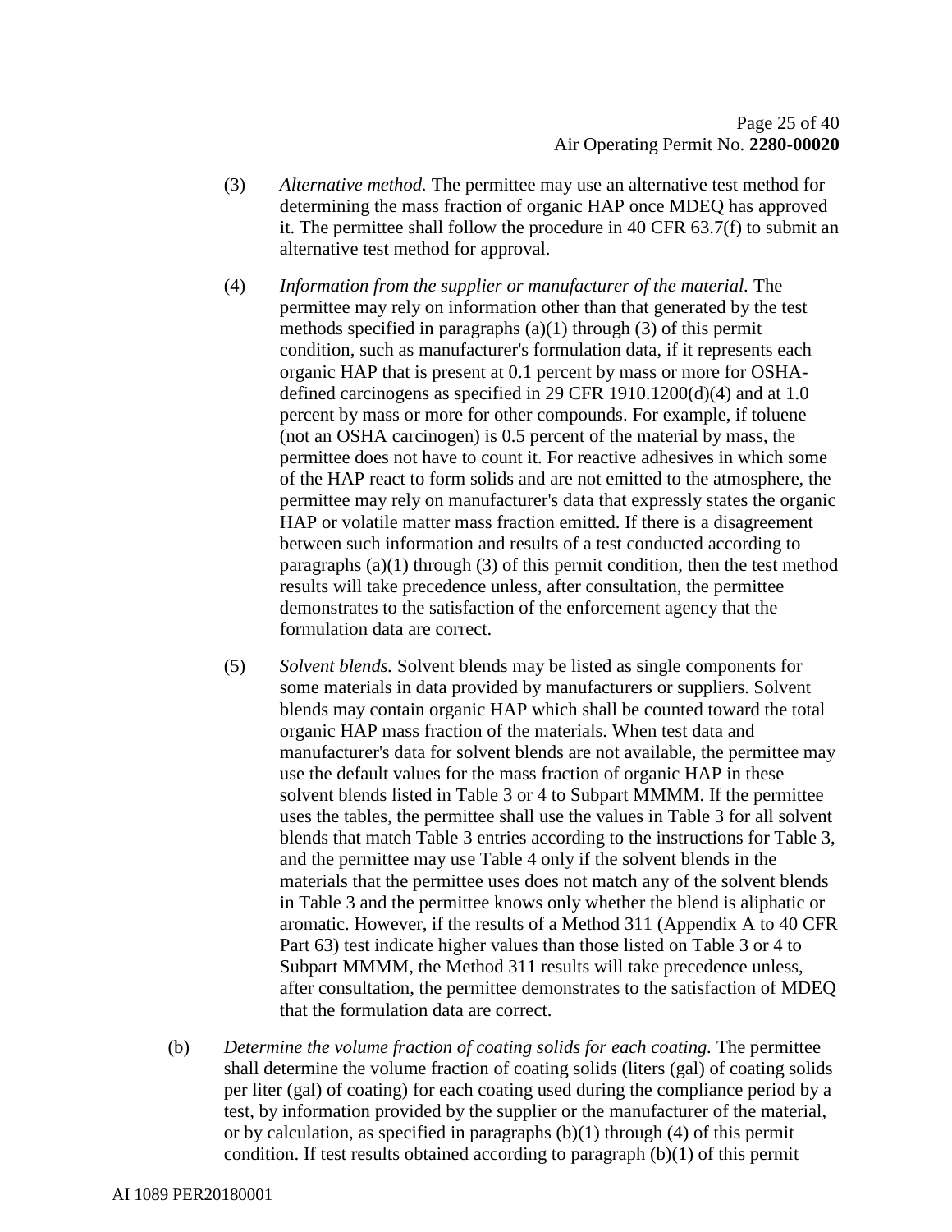(3) *Alternative method.* The permittee may use an alternative test method for determining the mass fraction of organic HAP once MDEQ has approved it. The permittee shall follow the procedure in 40 CFR 63.7(f) to submit an alternative test method for approval.

(4) *Information from the supplier or manufacturer of the material.* The permittee may rely on information other than that generated by the test methods specified in paragraphs (a)(1) through (3) of this permit condition, such as manufacturer's formulation data, if it represents each organic HAP that is present at 0.1 percent by mass or more for OSHA-defined carcinogens as specified in 29 CFR 1910.1200(d)(4) and at 1.0 percent by mass or more for other compounds. For example, if toluene (not an OSHA carcinogen) is 0.5 percent of the material by mass, the permittee does not have to count it. For reactive adhesives in which some of the HAP react to form solids and are not emitted to the atmosphere, the permittee may rely on manufacturer's data that expressly states the organic HAP or volatile matter mass fraction emitted. If there is a disagreement between such information and results of a test conducted according to paragraphs (a)(1) through (3) of this permit condition, then the test method results will take precedence unless, after consultation, the permittee demonstrates to the satisfaction of the enforcement agency that the formulation data are correct.

(5) *Solvent blends.* Solvent blends may be listed as single components for some materials in data provided by manufacturers or suppliers. Solvent blends may contain organic HAP which shall be counted toward the total organic HAP mass fraction of the materials. When test data and manufacturer's data for solvent blends are not available, the permittee may use the default values for the mass fraction of organic HAP in these solvent blends listed in Table 3 or 4 to Subpart MMMM. If the permittee uses the tables, the permittee shall use the values in Table 3 for all solvent blends that match Table 3 entries according to the instructions for Table 3, and the permittee may use Table 4 only if the solvent blends in the materials that the permittee uses does not match any of the solvent blends in Table 3 and the permittee knows only whether the blend is aliphatic or aromatic. However, if the results of a Method 311 (Appendix A to 40 CFR Part 63) test indicate higher values than those listed on Table 3 or 4 to Subpart MMMM, the Method 311 results will take precedence unless, after consultation, the permittee demonstrates to the satisfaction of MDEQ that the formulation data are correct.

(b) *Determine the volume fraction of coating solids for each coating.* The permittee shall determine the volume fraction of coating solids (liters (gal) of coating solids per liter (gal) of coating) for each coating used during the compliance period by a test, by information provided by the supplier or the manufacturer of the material, or by calculation, as specified in paragraphs (b)(1) through (4) of this permit condition. If test results obtained according to paragraph (b)(1) of this permit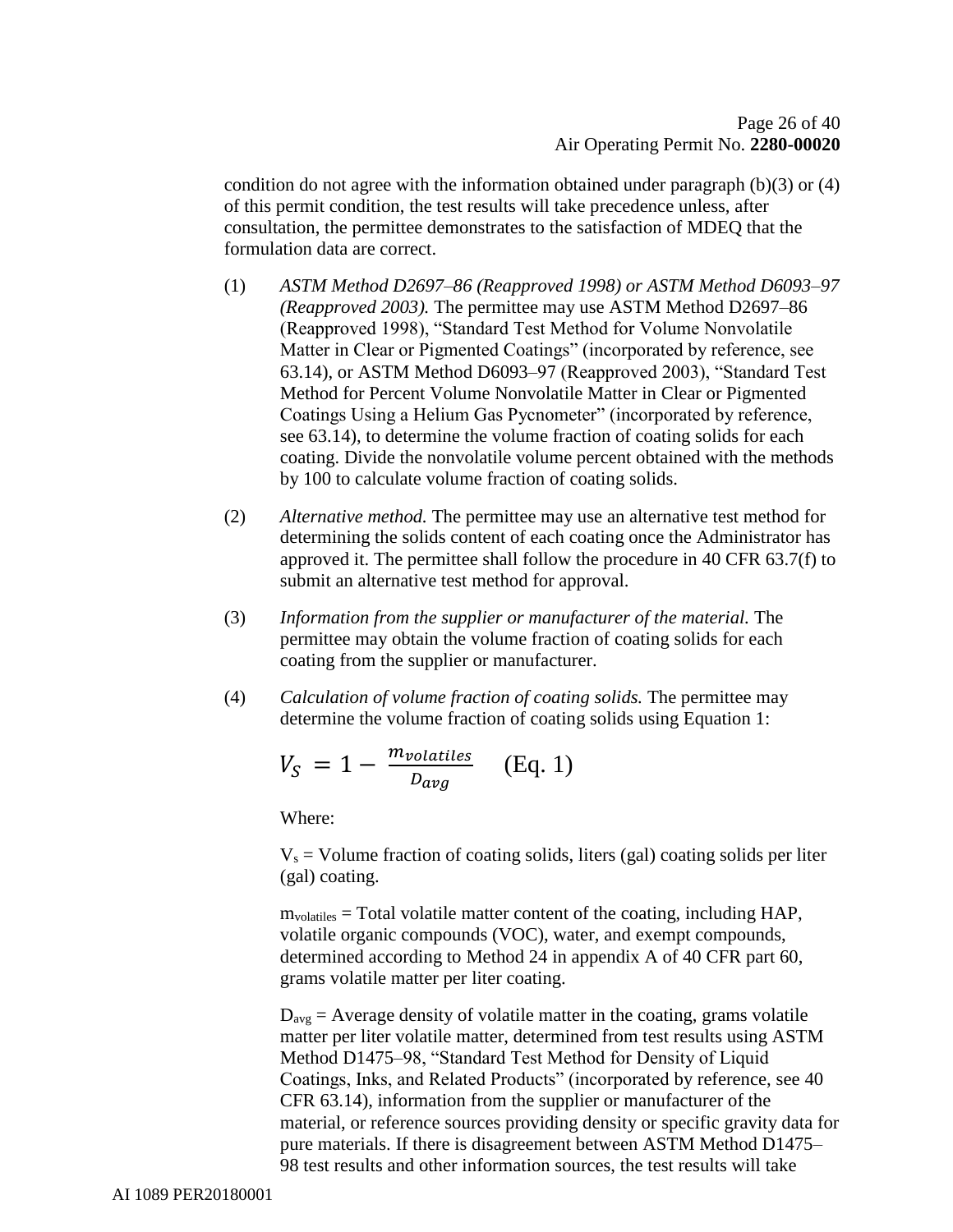condition do not agree with the information obtained under paragraph (b)(3) or (4) of this permit condition, the test results will take precedence unless, after consultation, the permittee demonstrates to the satisfaction of MDEQ that the formulation data are correct.

(1) *ASTM Method D2697–86 (Reapproved 1998) or ASTM Method D6093–97 (Reapproved 2003).* The permittee may use ASTM Method D2697–86 (Reapproved 1998), “Standard Test Method for Volume Nonvolatile Matter in Clear or Pigmented Coatings” (incorporated by reference, see 63.14), or ASTM Method D6093–97 (Reapproved 2003), “Standard Test Method for Percent Volume Nonvolatile Matter in Clear or Pigmented Coatings Using a Helium Gas Pycnometer” (incorporated by reference, see 63.14), to determine the volume fraction of coating solids for each coating. Divide the nonvolatile volume percent obtained with the methods by 100 to calculate volume fraction of coating solids.

(2) *Alternative method.* The permittee may use an alternative test method for determining the solids content of each coating once the Administrator has approved it. The permittee shall follow the procedure in 40 CFR 63.7(f) to submit an alternative test method for approval.

(3) *Information from the supplier or manufacturer of the material.* The permittee may obtain the volume fraction of coating solids for each coating from the supplier or manufacturer.

(4) *Calculation of volume fraction of coating solids.* The permittee may determine the volume fraction of coating solids using Equation 1:

$$V_S = 1 - \frac{m_{volatiles}}{D_{avg}} \quad \text{(Eq. 1)}$$

Where:

$V_s$ = Volume fraction of coating solids, liters (gal) coating solids per liter (gal) coating.

$m_{volatiles}$ = Total volatile matter content of the coating, including HAP, volatile organic compounds (VOC), water, and exempt compounds, determined according to Method 24 in appendix A of 40 CFR part 60, grams volatile matter per liter coating.

$D_{avg}$ = Average density of volatile matter in the coating, grams volatile matter per liter volatile matter, determined from test results using ASTM Method D1475–98, “Standard Test Method for Density of Liquid Coatings, Inks, and Related Products” (incorporated by reference, see 40 CFR 63.14), information from the supplier or manufacturer of the material, or reference sources providing density or specific gravity data for pure materials. If there is disagreement between ASTM Method D1475–98 test results and other information sources, the test results will take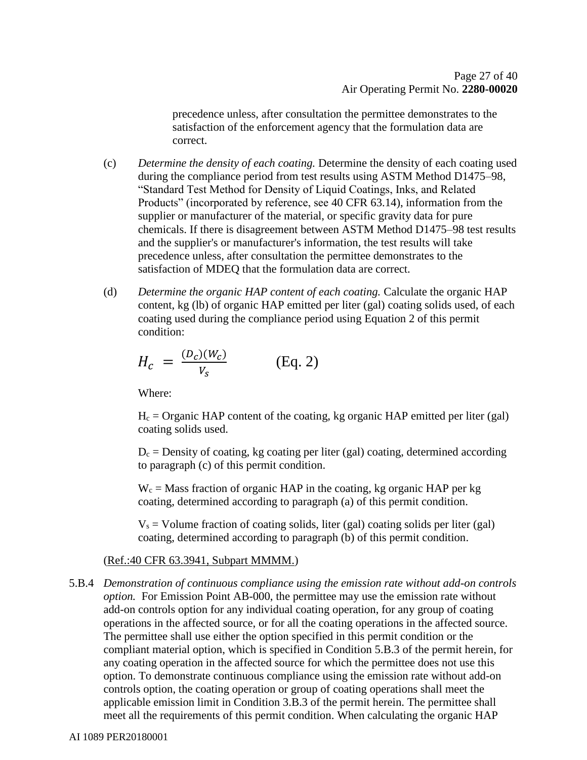precedence unless, after consultation the permittee demonstrates to the satisfaction of the enforcement agency that the formulation data are correct.

(c) *Determine the density of each coating.* Determine the density of each coating used during the compliance period from test results using ASTM Method D1475–98, "Standard Test Method for Density of Liquid Coatings, Inks, and Related Products" (incorporated by reference, see 40 CFR 63.14), information from the supplier or manufacturer of the material, or specific gravity data for pure chemicals. If there is disagreement between ASTM Method D1475–98 test results and the supplier's or manufacturer's information, the test results will take precedence unless, after consultation the permittee demonstrates to the satisfaction of MDEQ that the formulation data are correct.

(d) *Determine the organic HAP content of each coating.* Calculate the organic HAP content, kg (lb) of organic HAP emitted per liter (gal) coating solids used, of each coating used during the compliance period using Equation 2 of this permit condition:

$$H_c = \frac{(D_c)(W_c)}{V_s} \qquad \text{(Eq. 2)}$$

Where:

$H_c$ = Organic HAP content of the coating, kg organic HAP emitted per liter (gal) coating solids used.

$D_c$ = Density of coating, kg coating per liter (gal) coating, determined according to paragraph (c) of this permit condition.

$W_c$ = Mass fraction of organic HAP in the coating, kg organic HAP per kg coating, determined according to paragraph (a) of this permit condition.

$V_s$ = Volume fraction of coating solids, liter (gal) coating solids per liter (gal) coating, determined according to paragraph (b) of this permit condition.

(Ref.:40 CFR 63.3941, Subpart MMMM.)

5.B.4 *Demonstration of continuous compliance using the emission rate without add-on controls option.* For Emission Point AB-000, the permittee may use the emission rate without add-on controls option for any individual coating operation, for any group of coating operations in the affected source, or for all the coating operations in the affected source. The permittee shall use either the option specified in this permit condition or the compliant material option, which is specified in Condition 5.B.3 of the permit herein, for any coating operation in the affected source for which the permittee does not use this option. To demonstrate continuous compliance using the emission rate without add-on controls option, the coating operation or group of coating operations shall meet the applicable emission limit in Condition 3.B.3 of the permit herein. The permittee shall meet all the requirements of this permit condition. When calculating the organic HAP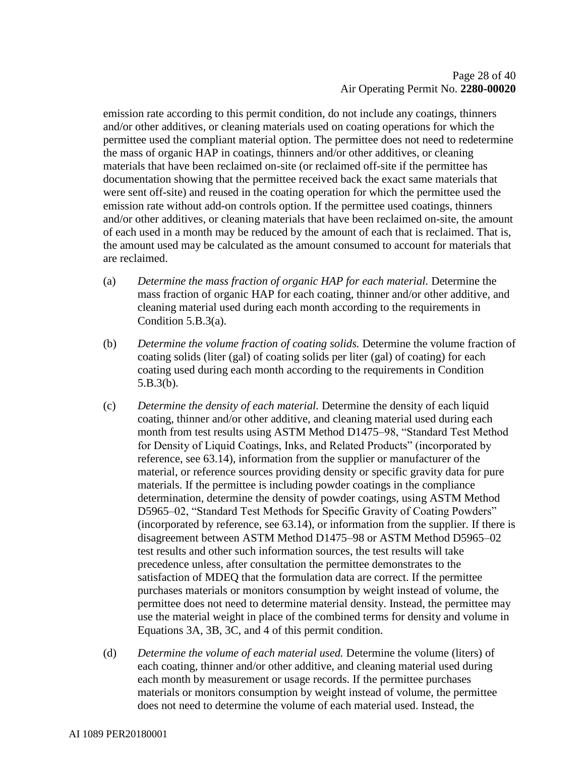emission rate according to this permit condition, do not include any coatings, thinners and/or other additives, or cleaning materials used on coating operations for which the permittee used the compliant material option. The permittee does not need to redetermine the mass of organic HAP in coatings, thinners and/or other additives, or cleaning materials that have been reclaimed on-site (or reclaimed off-site if the permittee has documentation showing that the permittee received back the exact same materials that were sent off-site) and reused in the coating operation for which the permittee used the emission rate without add-on controls option. If the permittee used coatings, thinners and/or other additives, or cleaning materials that have been reclaimed on-site, the amount of each used in a month may be reduced by the amount of each that is reclaimed. That is, the amount used may be calculated as the amount consumed to account for materials that are reclaimed.

(a) *Determine the mass fraction of organic HAP for each material.* Determine the mass fraction of organic HAP for each coating, thinner and/or other additive, and cleaning material used during each month according to the requirements in Condition 5.B.3(a).

(b) *Determine the volume fraction of coating solids.* Determine the volume fraction of coating solids (liter (gal) of coating solids per liter (gal) of coating) for each coating used during each month according to the requirements in Condition 5.B.3(b).

(c) *Determine the density of each material.* Determine the density of each liquid coating, thinner and/or other additive, and cleaning material used during each month from test results using ASTM Method D1475–98, "Standard Test Method for Density of Liquid Coatings, Inks, and Related Products" (incorporated by reference, see 63.14), information from the supplier or manufacturer of the material, or reference sources providing density or specific gravity data for pure materials. If the permittee is including powder coatings in the compliance determination, determine the density of powder coatings, using ASTM Method D5965–02, "Standard Test Methods for Specific Gravity of Coating Powders" (incorporated by reference, see 63.14), or information from the supplier. If there is disagreement between ASTM Method D1475–98 or ASTM Method D5965–02 test results and other such information sources, the test results will take precedence unless, after consultation the permittee demonstrates to the satisfaction of MDEQ that the formulation data are correct. If the permittee purchases materials or monitors consumption by weight instead of volume, the permittee does not need to determine material density. Instead, the permittee may use the material weight in place of the combined terms for density and volume in Equations 3A, 3B, 3C, and 4 of this permit condition.

(d) *Determine the volume of each material used.* Determine the volume (liters) of each coating, thinner and/or other additive, and cleaning material used during each month by measurement or usage records. If the permittee purchases materials or monitors consumption by weight instead of volume, the permittee does not need to determine the volume of each material used. Instead, the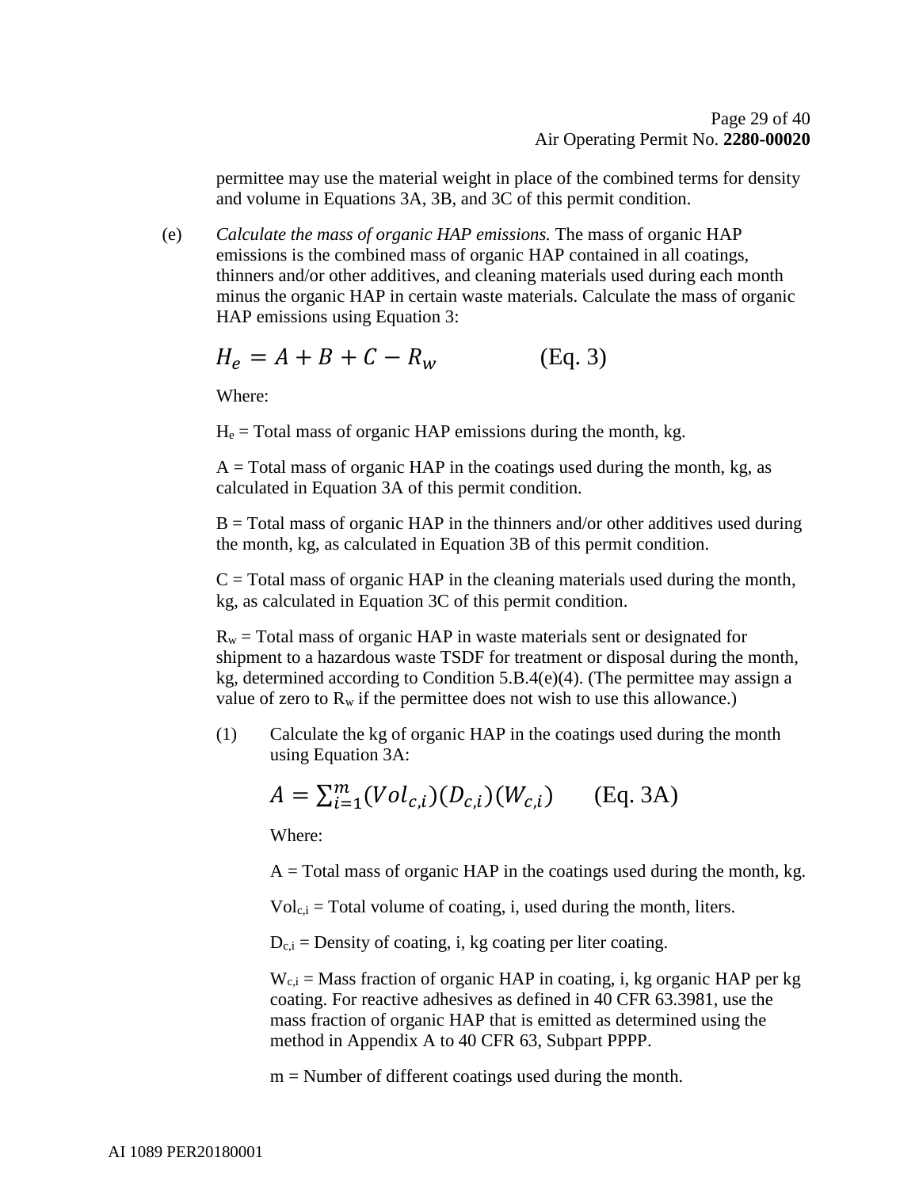permittee may use the material weight in place of the combined terms for density and volume in Equations 3A, 3B, and 3C of this permit condition.

(e) *Calculate the mass of organic HAP emissions.* The mass of organic HAP emissions is the combined mass of organic HAP contained in all coatings, thinners and/or other additives, and cleaning materials used during each month minus the organic HAP in certain waste materials. Calculate the mass of organic HAP emissions using Equation 3:

$$H_e = A + B + C - R_w \qquad \text{(Eq. 3)}$$

Where:

$H_e$ = Total mass of organic HAP emissions during the month, kg.

A = Total mass of organic HAP in the coatings used during the month, kg, as calculated in Equation 3A of this permit condition.

B = Total mass of organic HAP in the thinners and/or other additives used during the month, kg, as calculated in Equation 3B of this permit condition.

C = Total mass of organic HAP in the cleaning materials used during the month, kg, as calculated in Equation 3C of this permit condition.

$R_w$ = Total mass of organic HAP in waste materials sent or designated for shipment to a hazardous waste TSDF for treatment or disposal during the month, kg, determined according to Condition 5.B.4(e)(4). (The permittee may assign a value of zero to $R_w$ if the permittee does not wish to use this allowance.)

(1) Calculate the kg of organic HAP in the coatings used during the month using Equation 3A:

$$A = \sum_{i=1}^{m} (Vol_{c,i})(D_{c,i})(W_{c,i}) \qquad \text{(Eq. 3A)}$$

Where:

A = Total mass of organic HAP in the coatings used during the month, kg.

$Vol_{c,i}$ = Total volume of coating, i, used during the month, liters.

$D_{c,i}$ = Density of coating, i, kg coating per liter coating.

$W_{c,i}$ = Mass fraction of organic HAP in coating, i, kg organic HAP per kg coating. For reactive adhesives as defined in 40 CFR 63.3981, use the mass fraction of organic HAP that is emitted as determined using the method in Appendix A to 40 CFR 63, Subpart PPPP.

m = Number of different coatings used during the month.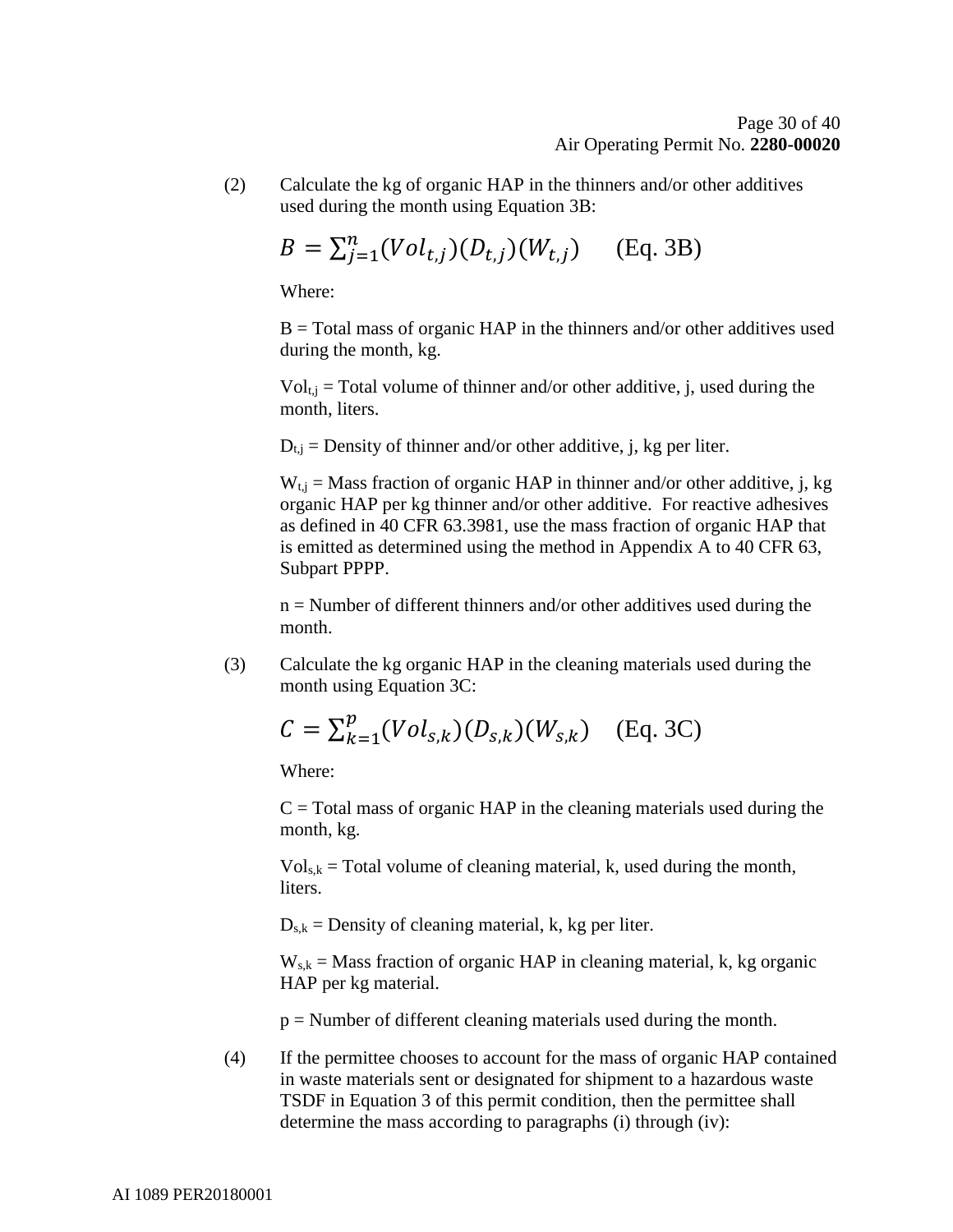(2) Calculate the kg of organic HAP in the thinners and/or other additives used during the month using Equation 3B:

$$B = \sum_{j=1}^{n} (Vol_{t,j})(D_{t,j})(W_{t,j}) \quad \text{(Eq. 3B)}$$

Where:

B = Total mass of organic HAP in the thinners and/or other additives used during the month, kg.

$Vol_{t,j}$ = Total volume of thinner and/or other additive, j, used during the month, liters.

$D_{t,j}$ = Density of thinner and/or other additive, j, kg per liter.

$W_{t,j}$ = Mass fraction of organic HAP in thinner and/or other additive, j, kg organic HAP per kg thinner and/or other additive. For reactive adhesives as defined in 40 CFR 63.3981, use the mass fraction of organic HAP that is emitted as determined using the method in Appendix A to 40 CFR 63, Subpart PPPP.

n = Number of different thinners and/or other additives used during the month.

(3) Calculate the kg organic HAP in the cleaning materials used during the month using Equation 3C:

$$C = \sum_{k=1}^{p} (Vol_{s,k})(D_{s,k})(W_{s,k}) \quad \text{(Eq. 3C)}$$

Where:

C = Total mass of organic HAP in the cleaning materials used during the month, kg.

$Vol_{s,k}$ = Total volume of cleaning material, k, used during the month, liters.

$D_{s,k}$ = Density of cleaning material, k, kg per liter.

$W_{s,k}$ = Mass fraction of organic HAP in cleaning material, k, kg organic HAP per kg material.

p = Number of different cleaning materials used during the month.

(4) If the permittee chooses to account for the mass of organic HAP contained in waste materials sent or designated for shipment to a hazardous waste TSDF in Equation 3 of this permit condition, then the permittee shall determine the mass according to paragraphs (i) through (iv):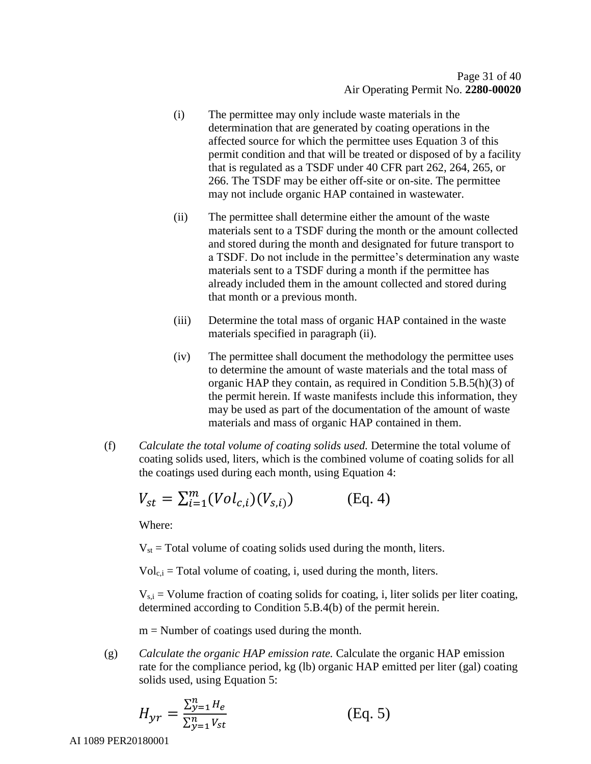(i) The permittee may only include waste materials in the determination that are generated by coating operations in the affected source for which the permittee uses Equation 3 of this permit condition and that will be treated or disposed of by a facility that is regulated as a TSDF under 40 CFR part 262, 264, 265, or 266. The TSDF may be either off-site or on-site. The permittee may not include organic HAP contained in wastewater.

(ii) The permittee shall determine either the amount of the waste materials sent to a TSDF during the month or the amount collected and stored during the month and designated for future transport to a TSDF. Do not include in the permittee's determination any waste materials sent to a TSDF during a month if the permittee has already included them in the amount collected and stored during that month or a previous month.

(iii) Determine the total mass of organic HAP contained in the waste materials specified in paragraph (ii).

(iv) The permittee shall document the methodology the permittee uses to determine the amount of waste materials and the total mass of organic HAP they contain, as required in Condition 5.B.5(h)(3) of the permit herein. If waste manifests include this information, they may be used as part of the documentation of the amount of waste materials and mass of organic HAP contained in them.

(f) *Calculate the total volume of coating solids used.* Determine the total volume of coating solids used, liters, which is the combined volume of coating solids for all the coatings used during each month, using Equation 4:

$$V_{st} = \sum_{i=1}^{m} (Vol_{c,i})(V_{s,i}) \qquad \text{(Eq. 4)}$$

Where:

$V_{st}$ = Total volume of coating solids used during the month, liters.

$Vol_{c,i}$ = Total volume of coating, i, used during the month, liters.

$V_{s,i}$ = Volume fraction of coating solids for coating, i, liter solids per liter coating, determined according to Condition 5.B.4(b) of the permit herein.

m = Number of coatings used during the month.

(g) *Calculate the organic HAP emission rate.* Calculate the organic HAP emission rate for the compliance period, kg (lb) organic HAP emitted per liter (gal) coating solids used, using Equation 5:

$$H_{yr} = \frac{\sum_{y=1}^{n} H_e}{\sum_{y=1}^{n} V_{st}} \qquad \text{(Eq. 5)}$$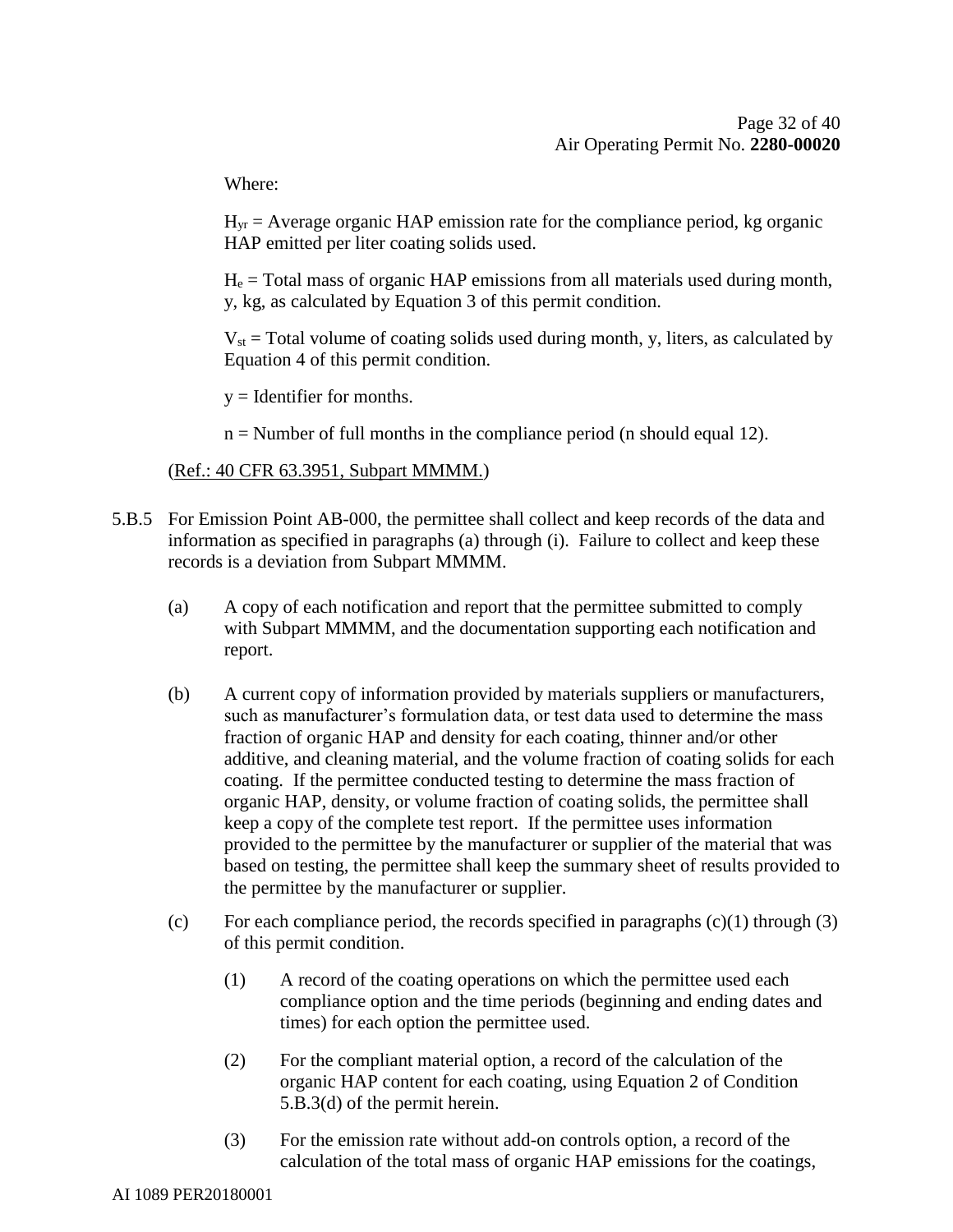Where:

$H_{yr}$ = Average organic HAP emission rate for the compliance period, kg organic HAP emitted per liter coating solids used.

$H_e$ = Total mass of organic HAP emissions from all materials used during month, y, kg, as calculated by Equation 3 of this permit condition.

$V_{st}$ = Total volume of coating solids used during month, y, liters, as calculated by Equation 4 of this permit condition.

y = Identifier for months.

n = Number of full months in the compliance period (n should equal 12).

(Ref.: 40 CFR 63.3951, Subpart MMMM.)

5.B.5 For Emission Point AB-000, the permittee shall collect and keep records of the data and information as specified in paragraphs (a) through (i). Failure to collect and keep these records is a deviation from Subpart MMMM.

(a) A copy of each notification and report that the permittee submitted to comply with Subpart MMMM, and the documentation supporting each notification and report.

(b) A current copy of information provided by materials suppliers or manufacturers, such as manufacturer's formulation data, or test data used to determine the mass fraction of organic HAP and density for each coating, thinner and/or other additive, and cleaning material, and the volume fraction of coating solids for each coating. If the permittee conducted testing to determine the mass fraction of organic HAP, density, or volume fraction of coating solids, the permittee shall keep a copy of the complete test report. If the permittee uses information provided to the permittee by the manufacturer or supplier of the material that was based on testing, the permittee shall keep the summary sheet of results provided to the permittee by the manufacturer or supplier.

(c) For each compliance period, the records specified in paragraphs (c)(1) through (3) of this permit condition.

(1) A record of the coating operations on which the permittee used each compliance option and the time periods (beginning and ending dates and times) for each option the permittee used.

(2) For the compliant material option, a record of the calculation of the organic HAP content for each coating, using Equation 2 of Condition 5.B.3(d) of the permit herein.

(3) For the emission rate without add-on controls option, a record of the calculation of the total mass of organic HAP emissions for the coatings,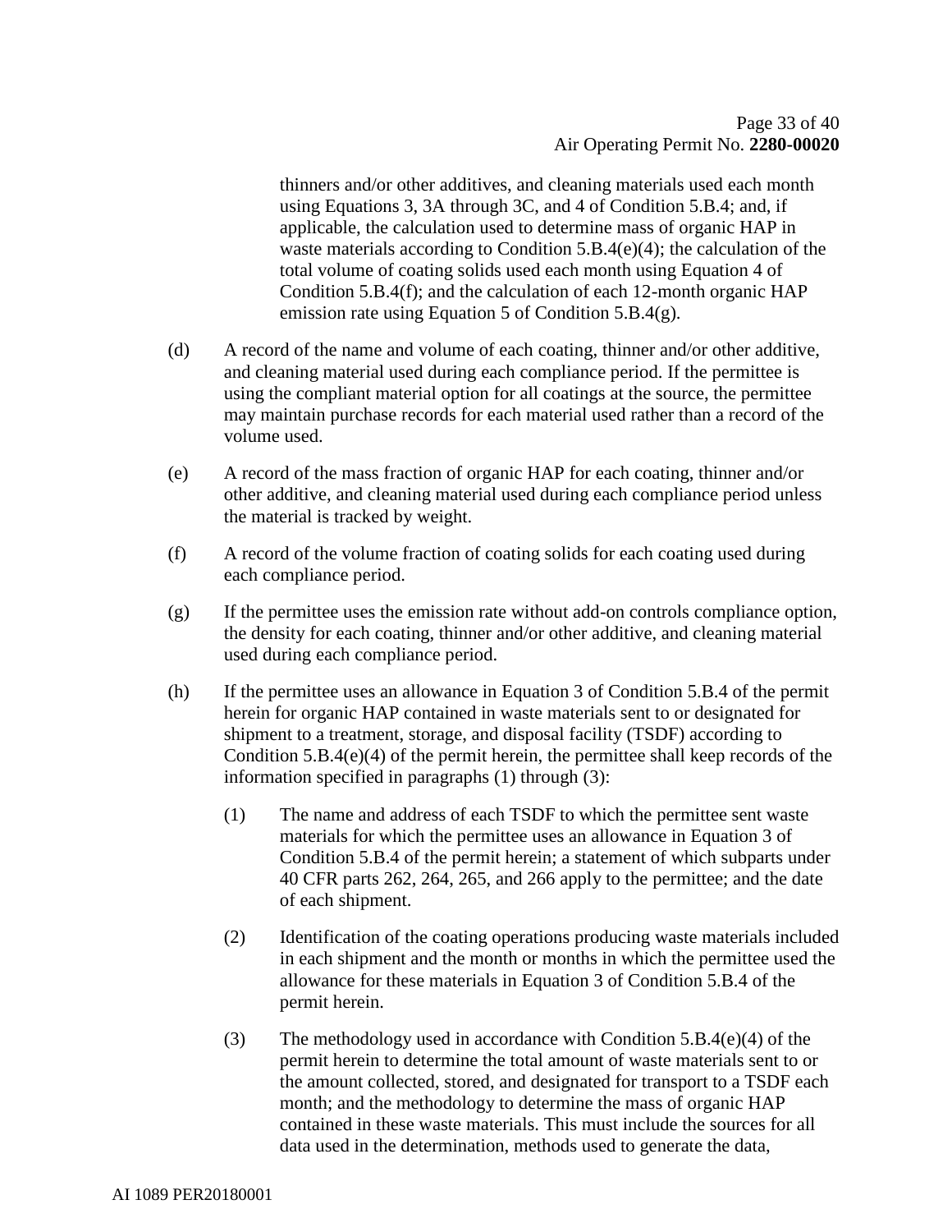thinners and/or other additives, and cleaning materials used each month using Equations 3, 3A through 3C, and 4 of Condition 5.B.4; and, if applicable, the calculation used to determine mass of organic HAP in waste materials according to Condition 5.B.4(e)(4); the calculation of the total volume of coating solids used each month using Equation 4 of Condition 5.B.4(f); and the calculation of each 12-month organic HAP emission rate using Equation 5 of Condition 5.B.4(g).

(d) A record of the name and volume of each coating, thinner and/or other additive, and cleaning material used during each compliance period. If the permittee is using the compliant material option for all coatings at the source, the permittee may maintain purchase records for each material used rather than a record of the volume used.

(e) A record of the mass fraction of organic HAP for each coating, thinner and/or other additive, and cleaning material used during each compliance period unless the material is tracked by weight.

(f) A record of the volume fraction of coating solids for each coating used during each compliance period.

(g) If the permittee uses the emission rate without add-on controls compliance option, the density for each coating, thinner and/or other additive, and cleaning material used during each compliance period.

(h) If the permittee uses an allowance in Equation 3 of Condition 5.B.4 of the permit herein for organic HAP contained in waste materials sent to or designated for shipment to a treatment, storage, and disposal facility (TSDF) according to Condition 5.B.4(e)(4) of the permit herein, the permittee shall keep records of the information specified in paragraphs (1) through (3):

   (1) The name and address of each TSDF to which the permittee sent waste materials for which the permittee uses an allowance in Equation 3 of Condition 5.B.4 of the permit herein; a statement of which subparts under 40 CFR parts 262, 264, 265, and 266 apply to the permittee; and the date of each shipment.

   (2) Identification of the coating operations producing waste materials included in each shipment and the month or months in which the permittee used the allowance for these materials in Equation 3 of Condition 5.B.4 of the permit herein.

   (3) The methodology used in accordance with Condition 5.B.4(e)(4) of the permit herein to determine the total amount of waste materials sent to or the amount collected, stored, and designated for transport to a TSDF each month; and the methodology to determine the mass of organic HAP contained in these waste materials. This must include the sources for all data used in the determination, methods used to generate the data,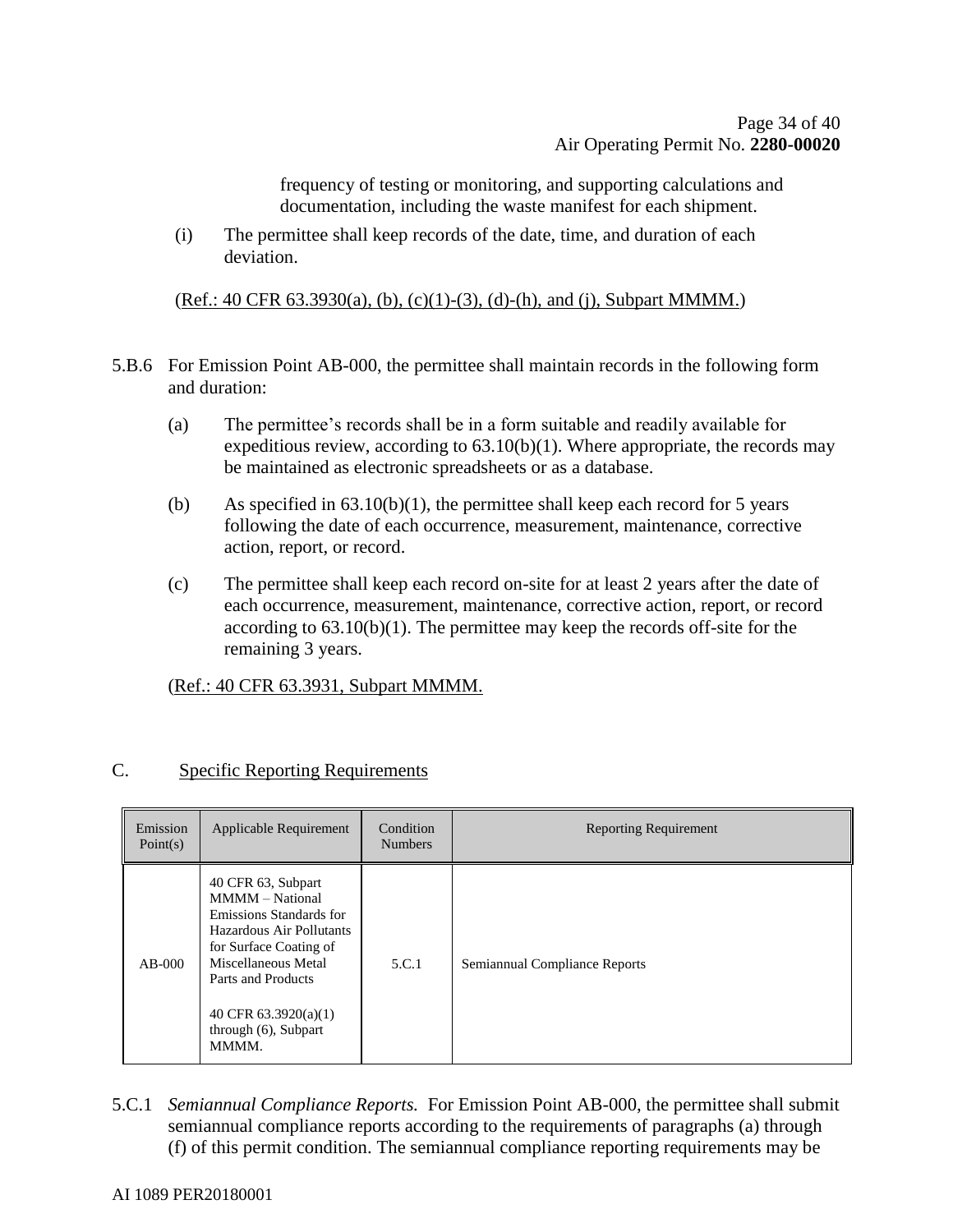frequency of testing or monitoring, and supporting calculations and documentation, including the waste manifest for each shipment.

(i) The permittee shall keep records of the date, time, and duration of each deviation.

(Ref.: 40 CFR 63.3930(a), (b), (c)(1)-(3), (d)-(h), and (j), Subpart MMMM.)

5.B.6 For Emission Point AB-000, the permittee shall maintain records in the following form and duration:

(a) The permittee's records shall be in a form suitable and readily available for expeditious review, according to 63.10(b)(1). Where appropriate, the records may be maintained as electronic spreadsheets or as a database.

(b) As specified in 63.10(b)(1), the permittee shall keep each record for 5 years following the date of each occurrence, measurement, maintenance, corrective action, report, or record.

(c) The permittee shall keep each record on-site for at least 2 years after the date of each occurrence, measurement, maintenance, corrective action, report, or record according to 63.10(b)(1). The permittee may keep the records off-site for the remaining 3 years.

(Ref.: 40 CFR 63.3931, Subpart MMMM.

## C. Specific Reporting Requirements

| Emission Point(s) | Applicable Requirement | Condition Numbers | Reporting Requirement |
|---|---|---|---|
| AB-000 | 40 CFR 63, Subpart MMMM – National Emissions Standards for Hazardous Air Pollutants for Surface Coating of Miscellaneous Metal Parts and Products<br><br>40 CFR 63.3920(a)(1) through (6), Subpart MMMM. | 5.C.1 | Semiannual Compliance Reports |

5.C.1 *Semiannual Compliance Reports.* For Emission Point AB-000, the permittee shall submit semiannual compliance reports according to the requirements of paragraphs (a) through (f) of this permit condition. The semiannual compliance reporting requirements may be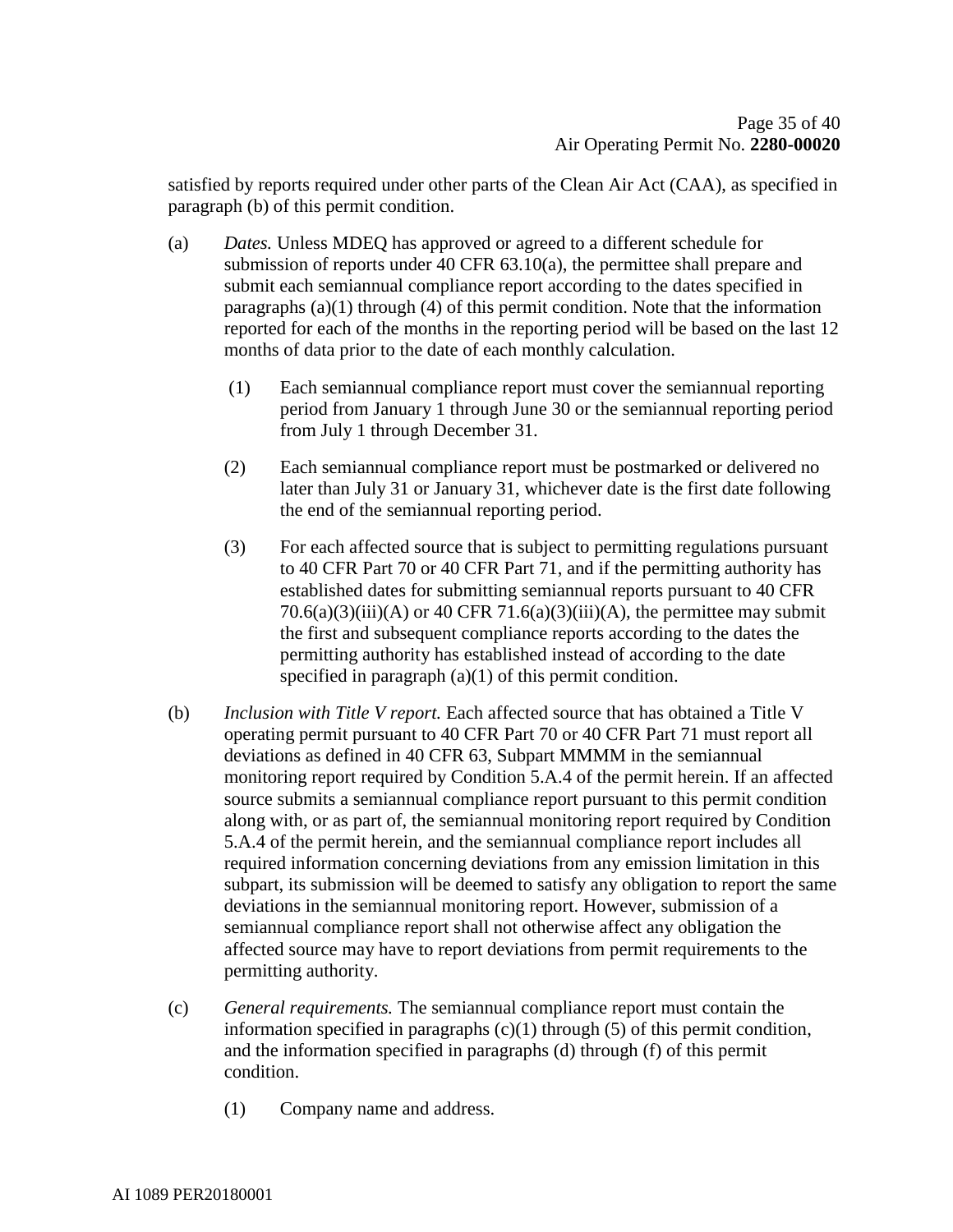satisfied by reports required under other parts of the Clean Air Act (CAA), as specified in paragraph (b) of this permit condition.

(a) *Dates.* Unless MDEQ has approved or agreed to a different schedule for submission of reports under 40 CFR 63.10(a), the permittee shall prepare and submit each semiannual compliance report according to the dates specified in paragraphs (a)(1) through (4) of this permit condition. Note that the information reported for each of the months in the reporting period will be based on the last 12 months of data prior to the date of each monthly calculation.

 (1) Each semiannual compliance report must cover the semiannual reporting period from January 1 through June 30 or the semiannual reporting period from July 1 through December 31.

 (2) Each semiannual compliance report must be postmarked or delivered no later than July 31 or January 31, whichever date is the first date following the end of the semiannual reporting period.

 (3) For each affected source that is subject to permitting regulations pursuant to 40 CFR Part 70 or 40 CFR Part 71, and if the permitting authority has established dates for submitting semiannual reports pursuant to 40 CFR 70.6(a)(3)(iii)(A) or 40 CFR 71.6(a)(3)(iii)(A), the permittee may submit the first and subsequent compliance reports according to the dates the permitting authority has established instead of according to the date specified in paragraph (a)(1) of this permit condition.

(b) *Inclusion with Title V report.* Each affected source that has obtained a Title V operating permit pursuant to 40 CFR Part 70 or 40 CFR Part 71 must report all deviations as defined in 40 CFR 63, Subpart MMMM in the semiannual monitoring report required by Condition 5.A.4 of the permit herein. If an affected source submits a semiannual compliance report pursuant to this permit condition along with, or as part of, the semiannual monitoring report required by Condition 5.A.4 of the permit herein, and the semiannual compliance report includes all required information concerning deviations from any emission limitation in this subpart, its submission will be deemed to satisfy any obligation to report the same deviations in the semiannual monitoring report. However, submission of a semiannual compliance report shall not otherwise affect any obligation the affected source may have to report deviations from permit requirements to the permitting authority.

(c) *General requirements.* The semiannual compliance report must contain the information specified in paragraphs (c)(1) through (5) of this permit condition, and the information specified in paragraphs (d) through (f) of this permit condition.

 (1) Company name and address.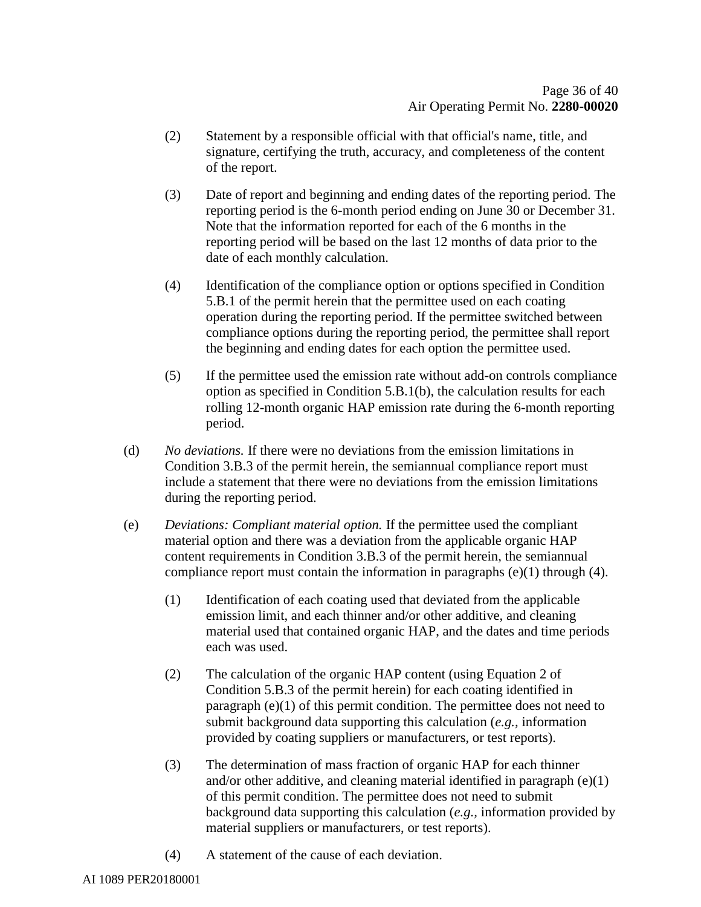(2) Statement by a responsible official with that official's name, title, and signature, certifying the truth, accuracy, and completeness of the content of the report.

(3) Date of report and beginning and ending dates of the reporting period. The reporting period is the 6-month period ending on June 30 or December 31. Note that the information reported for each of the 6 months in the reporting period will be based on the last 12 months of data prior to the date of each monthly calculation.

(4) Identification of the compliance option or options specified in Condition 5.B.1 of the permit herein that the permittee used on each coating operation during the reporting period. If the permittee switched between compliance options during the reporting period, the permittee shall report the beginning and ending dates for each option the permittee used.

(5) If the permittee used the emission rate without add-on controls compliance option as specified in Condition 5.B.1(b), the calculation results for each rolling 12-month organic HAP emission rate during the 6-month reporting period.

(d) *No deviations.* If there were no deviations from the emission limitations in Condition 3.B.3 of the permit herein, the semiannual compliance report must include a statement that there were no deviations from the emission limitations during the reporting period.

(e) *Deviations: Compliant material option.* If the permittee used the compliant material option and there was a deviation from the applicable organic HAP content requirements in Condition 3.B.3 of the permit herein, the semiannual compliance report must contain the information in paragraphs (e)(1) through (4).

(1) Identification of each coating used that deviated from the applicable emission limit, and each thinner and/or other additive, and cleaning material used that contained organic HAP, and the dates and time periods each was used.

(2) The calculation of the organic HAP content (using Equation 2 of Condition 5.B.3 of the permit herein) for each coating identified in paragraph (e)(1) of this permit condition. The permittee does not need to submit background data supporting this calculation (*e.g.*, information provided by coating suppliers or manufacturers, or test reports).

(3) The determination of mass fraction of organic HAP for each thinner and/or other additive, and cleaning material identified in paragraph (e)(1) of this permit condition. The permittee does not need to submit background data supporting this calculation (*e.g.*, information provided by material suppliers or manufacturers, or test reports).

(4) A statement of the cause of each deviation.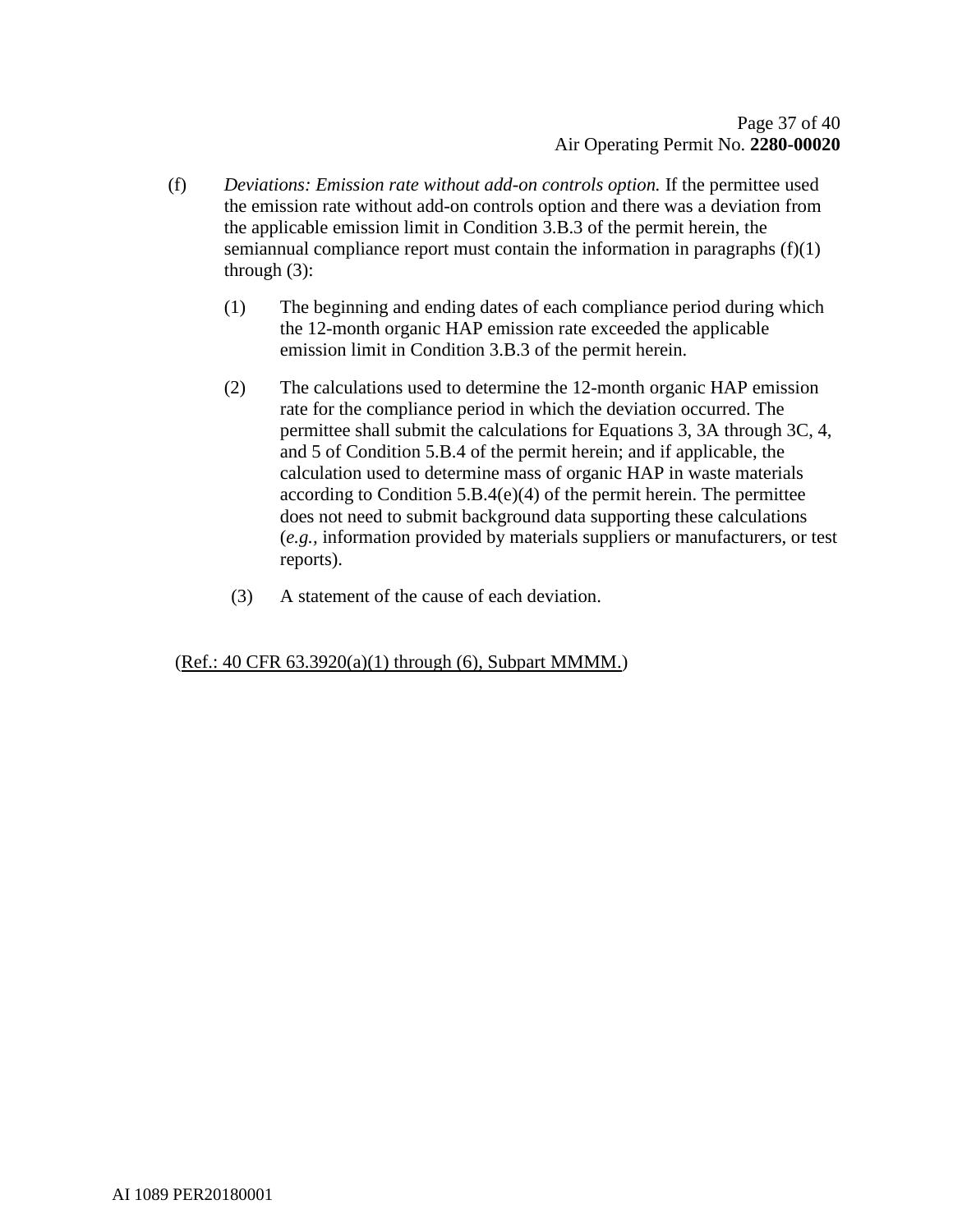(f) *Deviations: Emission rate without add-on controls option.* If the permittee used the emission rate without add-on controls option and there was a deviation from the applicable emission limit in Condition 3.B.3 of the permit herein, the semiannual compliance report must contain the information in paragraphs (f)(1) through (3):

  (1) The beginning and ending dates of each compliance period during which the 12-month organic HAP emission rate exceeded the applicable emission limit in Condition 3.B.3 of the permit herein.

  (2) The calculations used to determine the 12-month organic HAP emission rate for the compliance period in which the deviation occurred. The permittee shall submit the calculations for Equations 3, 3A through 3C, 4, and 5 of Condition 5.B.4 of the permit herein; and if applicable, the calculation used to determine mass of organic HAP in waste materials according to Condition 5.B.4(e)(4) of the permit herein. The permittee does not need to submit background data supporting these calculations (*e.g.,* information provided by materials suppliers or manufacturers, or test reports).

  (3) A statement of the cause of each deviation.

(Ref.: 40 CFR 63.3920(a)(1) through (6), Subpart MMMM.)

AI 1089 PER20180001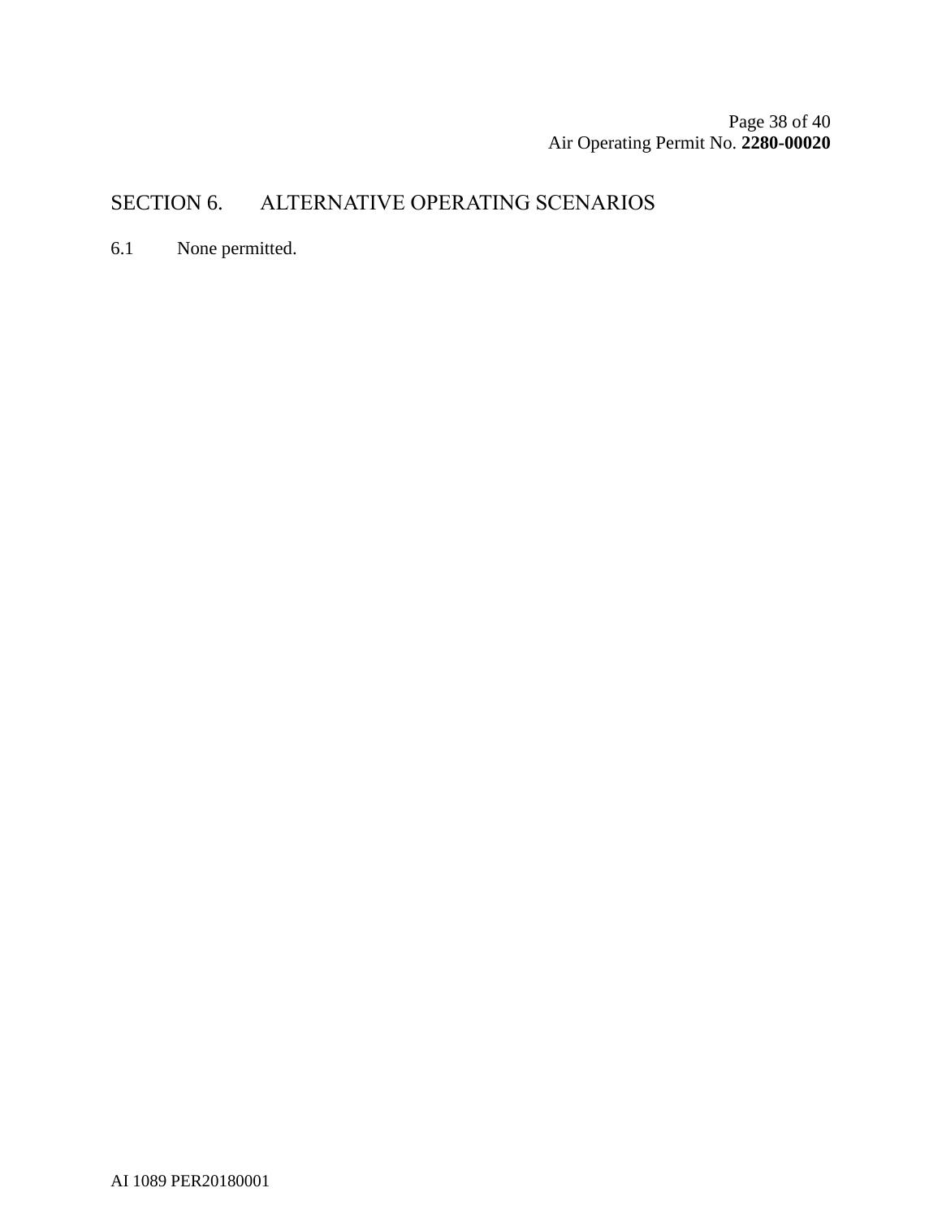# SECTION 6. ALTERNATIVE OPERATING SCENARIOS

6.1 None permitted.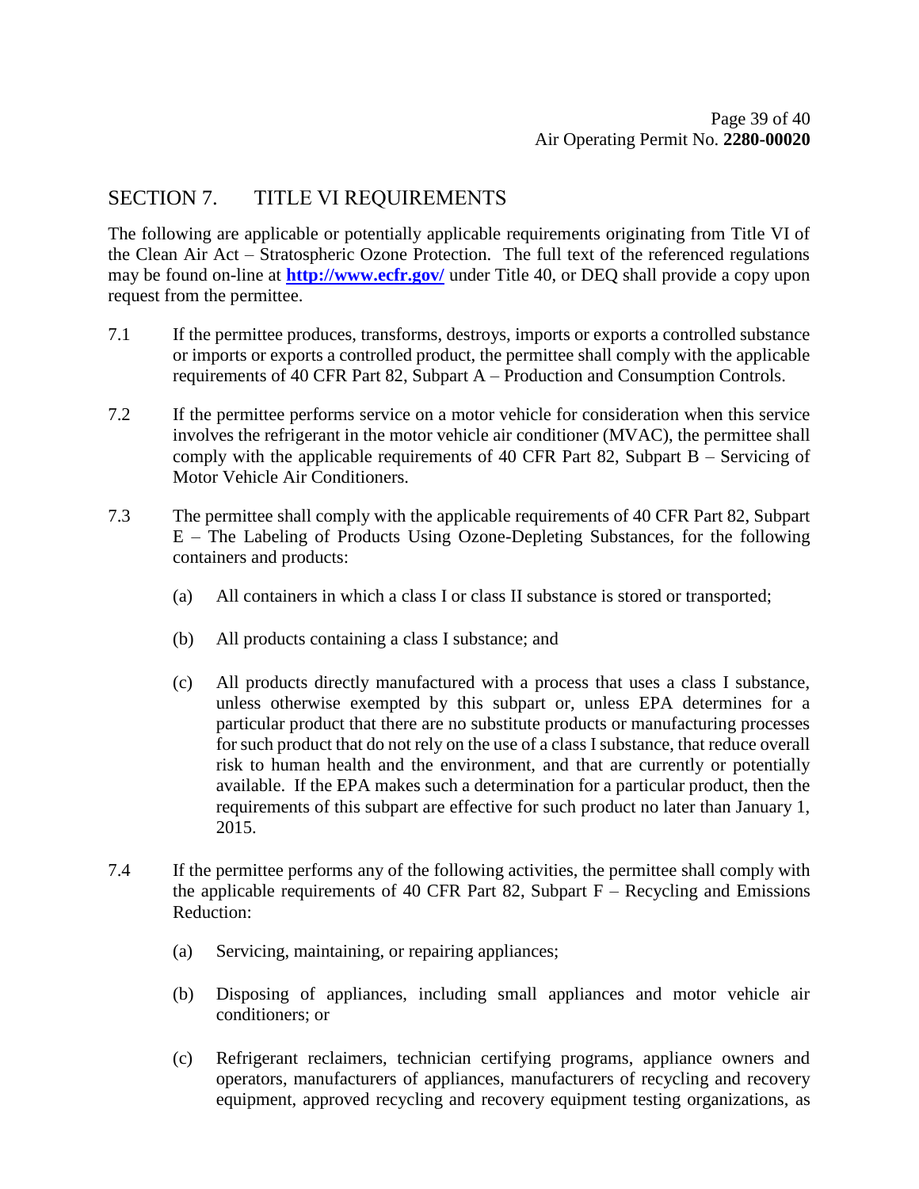## SECTION 7. TITLE VI REQUIREMENTS

The following are applicable or potentially applicable requirements originating from Title VI of the Clean Air Act – Stratospheric Ozone Protection. The full text of the referenced regulations may be found on-line at **http://www.ecfr.gov/** under Title 40, or DEQ shall provide a copy upon request from the permittee.

7.1 If the permittee produces, transforms, destroys, imports or exports a controlled substance or imports or exports a controlled product, the permittee shall comply with the applicable requirements of 40 CFR Part 82, Subpart A – Production and Consumption Controls.

7.2 If the permittee performs service on a motor vehicle for consideration when this service involves the refrigerant in the motor vehicle air conditioner (MVAC), the permittee shall comply with the applicable requirements of 40 CFR Part 82, Subpart B – Servicing of Motor Vehicle Air Conditioners.

7.3 The permittee shall comply with the applicable requirements of 40 CFR Part 82, Subpart E – The Labeling of Products Using Ozone-Depleting Substances, for the following containers and products:

(a) All containers in which a class I or class II substance is stored or transported;

(b) All products containing a class I substance; and

(c) All products directly manufactured with a process that uses a class I substance, unless otherwise exempted by this subpart or, unless EPA determines for a particular product that there are no substitute products or manufacturing processes for such product that do not rely on the use of a class I substance, that reduce overall risk to human health and the environment, and that are currently or potentially available. If the EPA makes such a determination for a particular product, then the requirements of this subpart are effective for such product no later than January 1, 2015.

7.4 If the permittee performs any of the following activities, the permittee shall comply with the applicable requirements of 40 CFR Part 82, Subpart F – Recycling and Emissions Reduction:

(a) Servicing, maintaining, or repairing appliances;

(b) Disposing of appliances, including small appliances and motor vehicle air conditioners; or

(c) Refrigerant reclaimers, technician certifying programs, appliance owners and operators, manufacturers of appliances, manufacturers of recycling and recovery equipment, approved recycling and recovery equipment testing organizations, as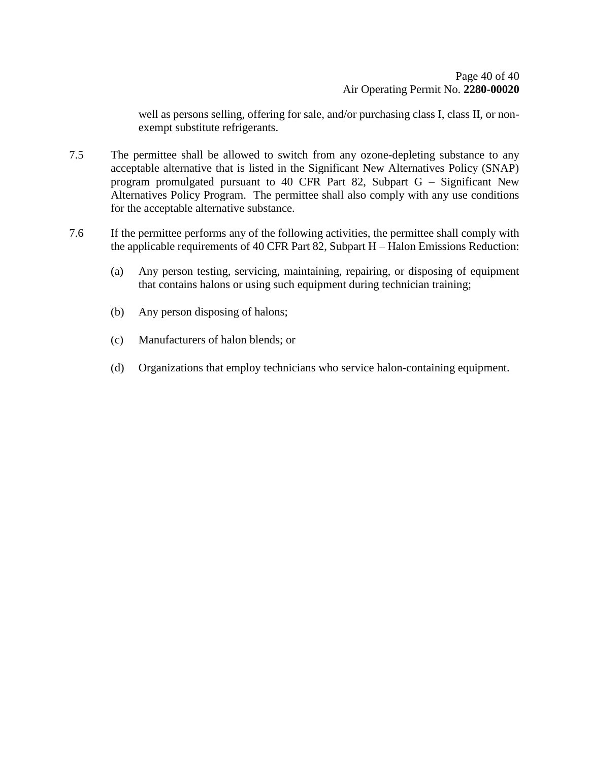well as persons selling, offering for sale, and/or purchasing class I, class II, or non-exempt substitute refrigerants.

7.5 The permittee shall be allowed to switch from any ozone-depleting substance to any acceptable alternative that is listed in the Significant New Alternatives Policy (SNAP) program promulgated pursuant to 40 CFR Part 82, Subpart G – Significant New Alternatives Policy Program. The permittee shall also comply with any use conditions for the acceptable alternative substance.

7.6 If the permittee performs any of the following activities, the permittee shall comply with the applicable requirements of 40 CFR Part 82, Subpart H – Halon Emissions Reduction:

(a) Any person testing, servicing, maintaining, repairing, or disposing of equipment that contains halons or using such equipment during technician training;

(b) Any person disposing of halons;

(c) Manufacturers of halon blends; or

(d) Organizations that employ technicians who service halon-containing equipment.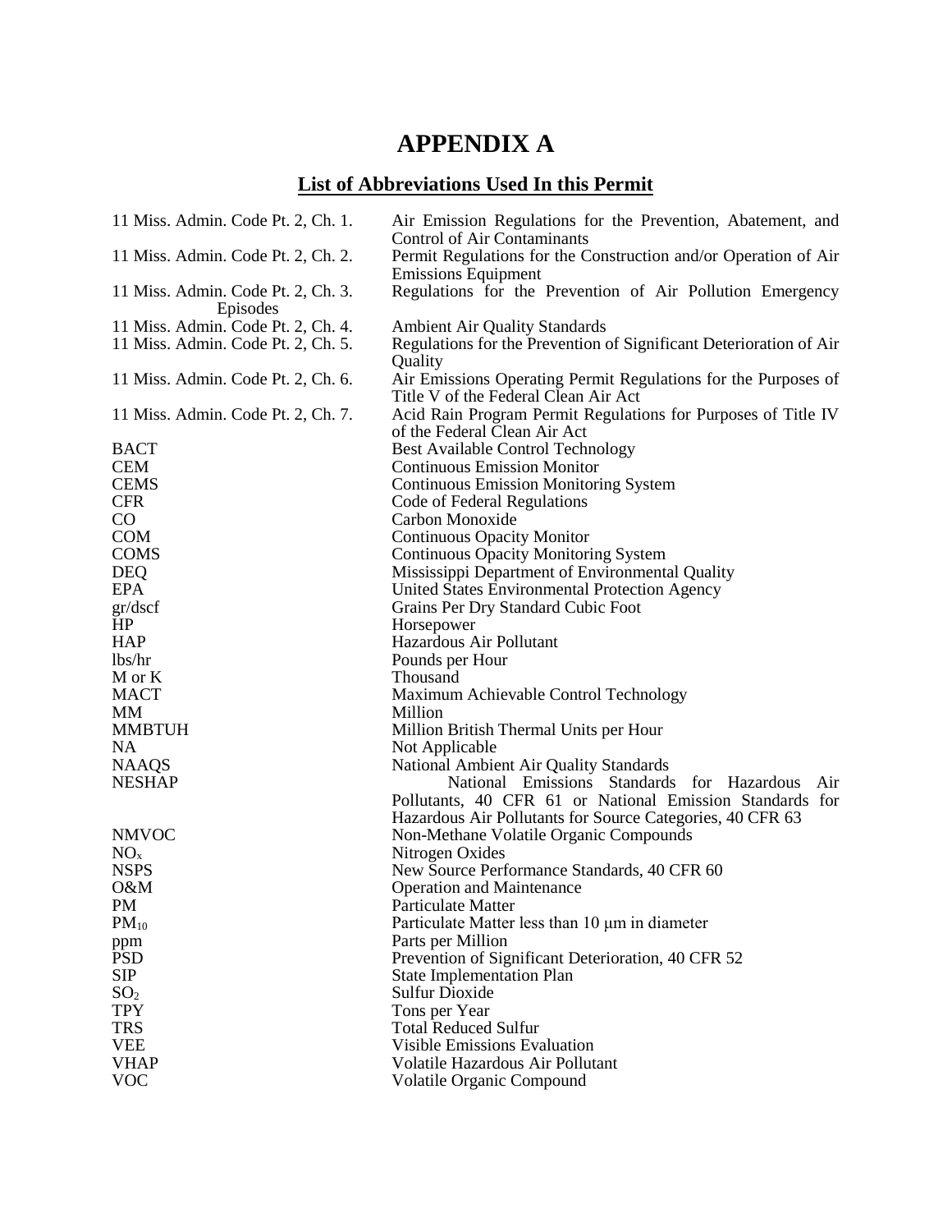# APPENDIX A

## List of Abbreviations Used In this Permit

| | |
|---|---|
| 11 Miss. Admin. Code Pt. 2, Ch. 1. | Air Emission Regulations for the Prevention, Abatement, and Control of Air Contaminants |
| 11 Miss. Admin. Code Pt. 2, Ch. 2. | Permit Regulations for the Construction and/or Operation of Air Emissions Equipment |
| 11 Miss. Admin. Code Pt. 2, Ch. 3. | Regulations for the Prevention of Air Pollution Emergency Episodes |
| 11 Miss. Admin. Code Pt. 2, Ch. 4. | Ambient Air Quality Standards |
| 11 Miss. Admin. Code Pt. 2, Ch. 5. | Regulations for the Prevention of Significant Deterioration of Air Quality |
| 11 Miss. Admin. Code Pt. 2, Ch. 6. | Air Emissions Operating Permit Regulations for the Purposes of Title V of the Federal Clean Air Act |
| 11 Miss. Admin. Code Pt. 2, Ch. 7. | Acid Rain Program Permit Regulations for Purposes of Title IV of the Federal Clean Air Act |
| BACT | Best Available Control Technology |
| CEM | Continuous Emission Monitor |
| CEMS | Continuous Emission Monitoring System |
| CFR | Code of Federal Regulations |
| CO | Carbon Monoxide |
| COM | Continuous Opacity Monitor |
| COMS | Continuous Opacity Monitoring System |
| DEQ | Mississippi Department of Environmental Quality |
| EPA | United States Environmental Protection Agency |
| gr/dscf | Grains Per Dry Standard Cubic Foot |
| HP | Horsepower |
| HAP | Hazardous Air Pollutant |
| lbs/hr | Pounds per Hour |
| M or K | Thousand |
| MACT | Maximum Achievable Control Technology |
| MM | Million |
| MMBTUH | Million British Thermal Units per Hour |
| NA | Not Applicable |
| NAAQS | National Ambient Air Quality Standards |
| NESHAP | National Emissions Standards for Hazardous Air Pollutants, 40 CFR 61 or National Emission Standards for Hazardous Air Pollutants for Source Categories, 40 CFR 63 |
| NMVOC | Non-Methane Volatile Organic Compounds |
| $NO_x$ | Nitrogen Oxides |
| NSPS | New Source Performance Standards, 40 CFR 60 |
| O&M | Operation and Maintenance |
| PM | Particulate Matter |
| $PM_{10}$ | Particulate Matter less than 10 μm in diameter |
| ppm | Parts per Million |
| PSD | Prevention of Significant Deterioration, 40 CFR 52 |
| SIP | State Implementation Plan |
| $SO_2$ | Sulfur Dioxide |
| TPY | Tons per Year |
| TRS | Total Reduced Sulfur |
| VEE | Visible Emissions Evaluation |
| VHAP | Volatile Hazardous Air Pollutant |
| VOC | Volatile Organic Compound |